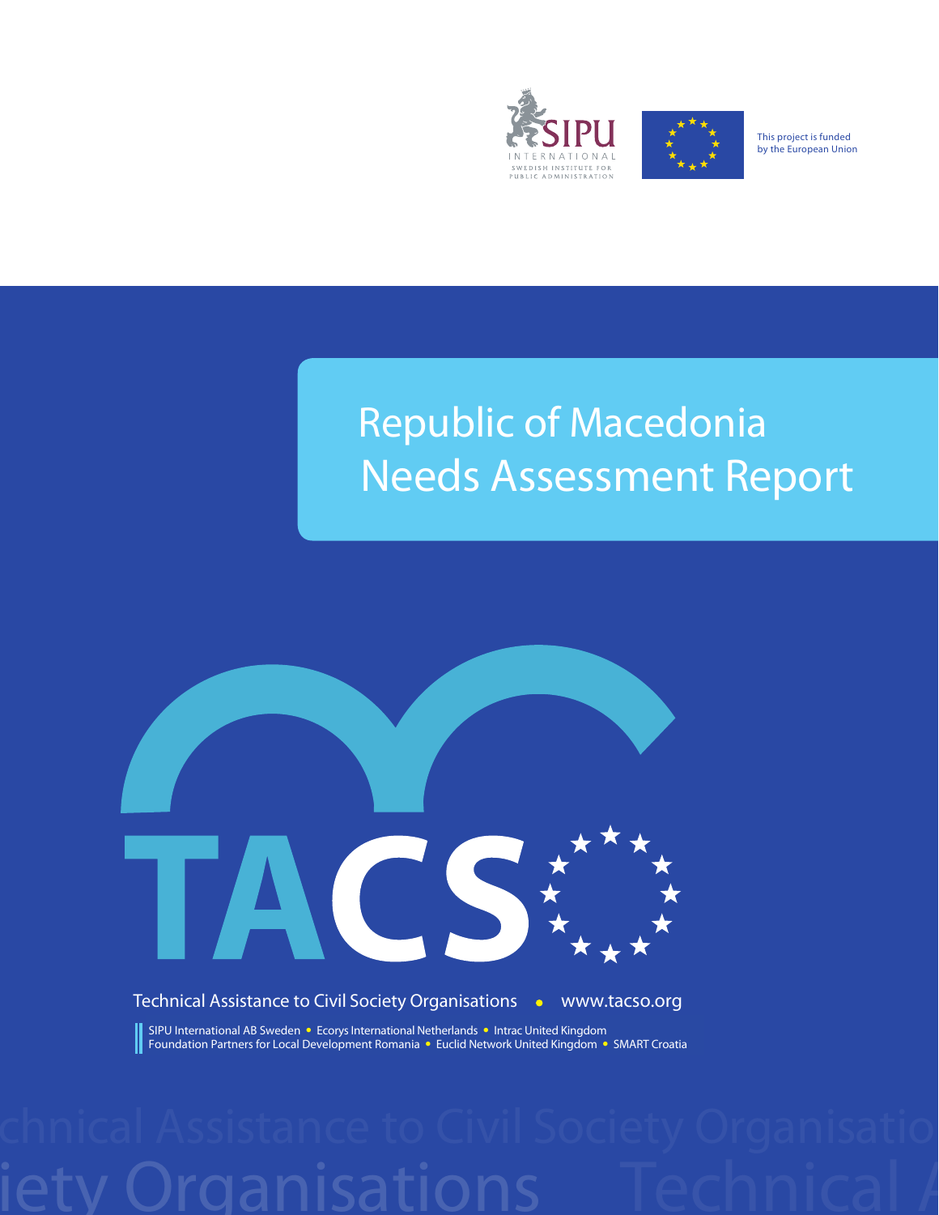This project is funded by the European Union

# Republic of Macedonia Needs Assessment Report

TACSO

Technical Assistance to Civil Society Organisations • www.tacso.org

SIPU International AB Sweden • Ecorys International Netherlands • Intrac United Kingdom
Foundation Partners for Local Development Romania • Euclid Network United Kingdom • SMART Croatia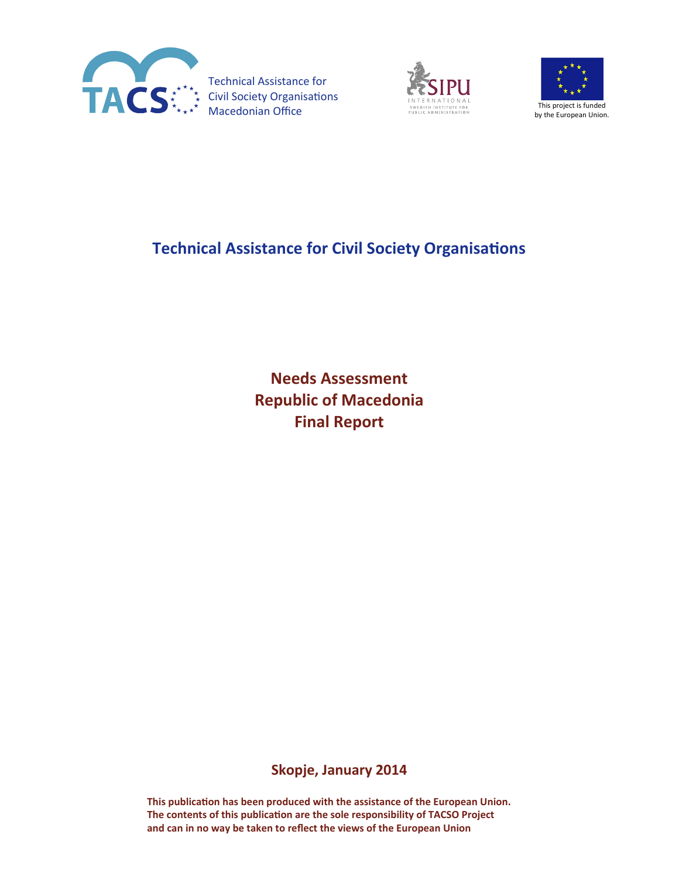Technical Assistance for Civil Society Organisations Macedonian Office

SIPU INTERNATIONAL SWEDISH INSTITUTE FOR PUBLIC ADMINISTRATION

This project is funded by the European Union.

# Technical Assistance for Civil Society Organisations

## Needs Assessment Republic of Macedonia Final Report

**Skopje, January 2014**

**This publication has been produced with the assistance of the European Union. The contents of this publication are the sole responsibility of TACSO Project and can in no way be taken to reflect the views of the European Union**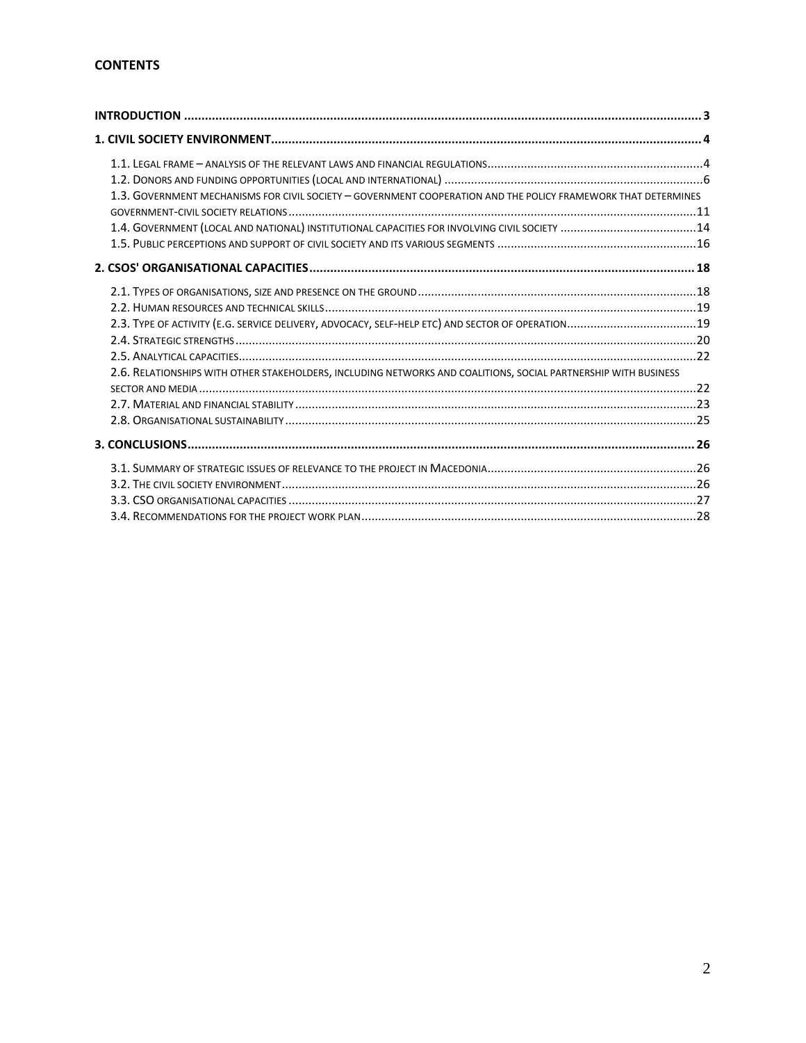## CONTENTS

- **INTRODUCTION** ..... 3
- **1. CIVIL SOCIETY ENVIRONMENT** ..... 4
  - 1.1. Legal frame – analysis of the relevant laws and financial regulations ..... 4
  - 1.2. Donors and funding opportunities (local and international) ..... 6
  - 1.3. Government mechanisms for civil society – government cooperation and the policy framework that determines government-civil society relations ..... 11
  - 1.4. Government (local and national) institutional capacities for involving civil society ..... 14
  - 1.5. Public perceptions and support of civil society and its various segments ..... 16
- **2. CSOS' ORGANISATIONAL CAPACITIES** ..... 18
  - 2.1. Types of organisations, size and presence on the ground ..... 18
  - 2.2. Human resources and technical skills ..... 19
  - 2.3. Type of activity (e.g. service delivery, advocacy, self-help etc) and sector of operation ..... 19
  - 2.4. Strategic strengths ..... 20
  - 2.5. Analytical capacities ..... 22
  - 2.6. Relationships with other stakeholders, including networks and coalitions, social partnership with business sector and media ..... 22
  - 2.7. Material and financial stability ..... 23
  - 2.8. Organisational sustainability ..... 25
- **3. CONCLUSIONS** ..... 26
  - 3.1. Summary of strategic issues of relevance to the project in Macedonia ..... 26
  - 3.2. The civil society environment ..... 26
  - 3.3. CSO organisational capacities ..... 27
  - 3.4. Recommendations for the project work plan ..... 28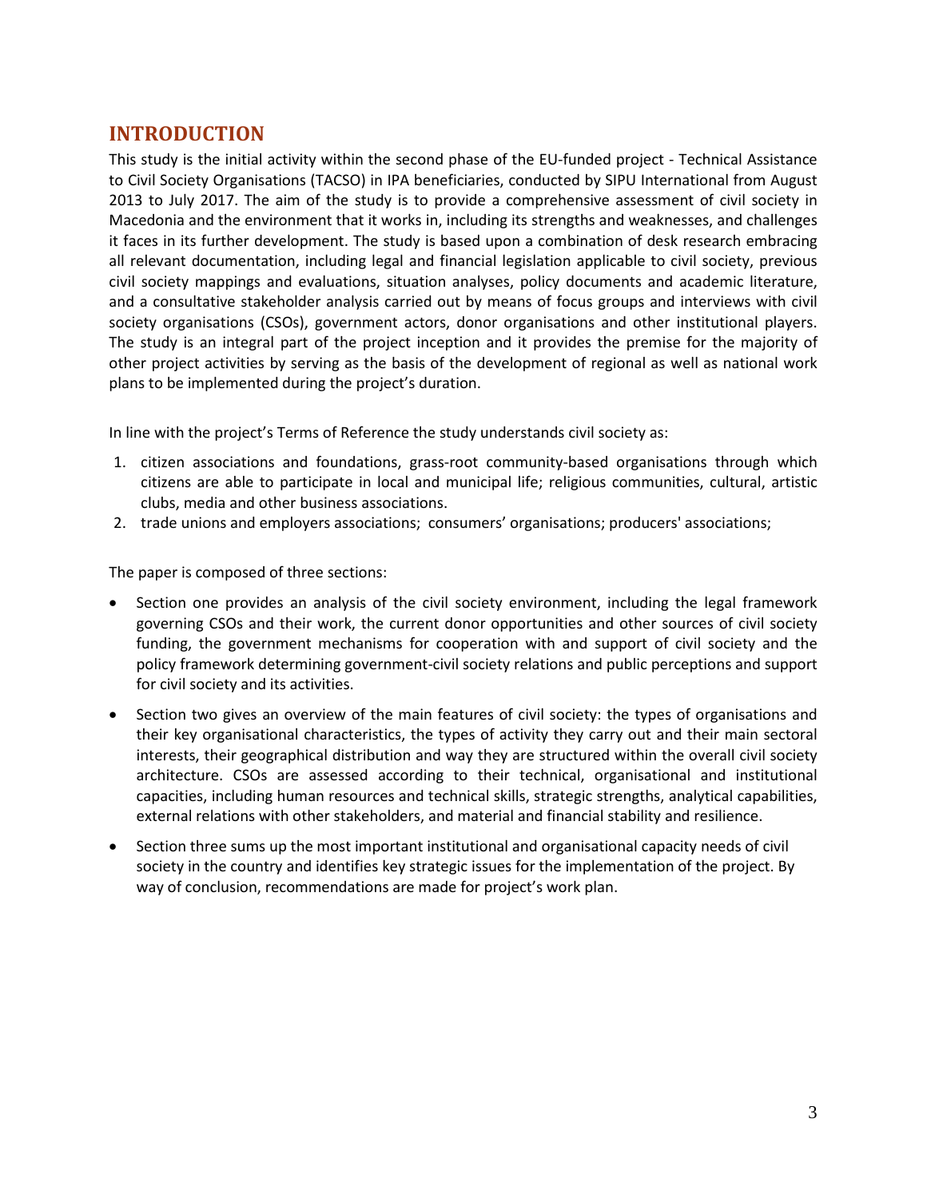## INTRODUCTION

This study is the initial activity within the second phase of the EU-funded project - Technical Assistance to Civil Society Organisations (TACSO) in IPA beneficiaries, conducted by SIPU International from August 2013 to July 2017. The aim of the study is to provide a comprehensive assessment of civil society in Macedonia and the environment that it works in, including its strengths and weaknesses, and challenges it faces in its further development. The study is based upon a combination of desk research embracing all relevant documentation, including legal and financial legislation applicable to civil society, previous civil society mappings and evaluations, situation analyses, policy documents and academic literature, and a consultative stakeholder analysis carried out by means of focus groups and interviews with civil society organisations (CSOs), government actors, donor organisations and other institutional players. The study is an integral part of the project inception and it provides the premise for the majority of other project activities by serving as the basis of the development of regional as well as national work plans to be implemented during the project's duration.

In line with the project's Terms of Reference the study understands civil society as:

1. citizen associations and foundations, grass-root community-based organisations through which citizens are able to participate in local and municipal life; religious communities, cultural, artistic clubs, media and other business associations.
2. trade unions and employers associations; consumers' organisations; producers' associations;

The paper is composed of three sections:

- Section one provides an analysis of the civil society environment, including the legal framework governing CSOs and their work, the current donor opportunities and other sources of civil society funding, the government mechanisms for cooperation with and support of civil society and the policy framework determining government-civil society relations and public perceptions and support for civil society and its activities.
- Section two gives an overview of the main features of civil society: the types of organisations and their key organisational characteristics, the types of activity they carry out and their main sectoral interests, their geographical distribution and way they are structured within the overall civil society architecture. CSOs are assessed according to their technical, organisational and institutional capacities, including human resources and technical skills, strategic strengths, analytical capabilities, external relations with other stakeholders, and material and financial stability and resilience.
- Section three sums up the most important institutional and organisational capacity needs of civil society in the country and identifies key strategic issues for the implementation of the project. By way of conclusion, recommendations are made for project's work plan.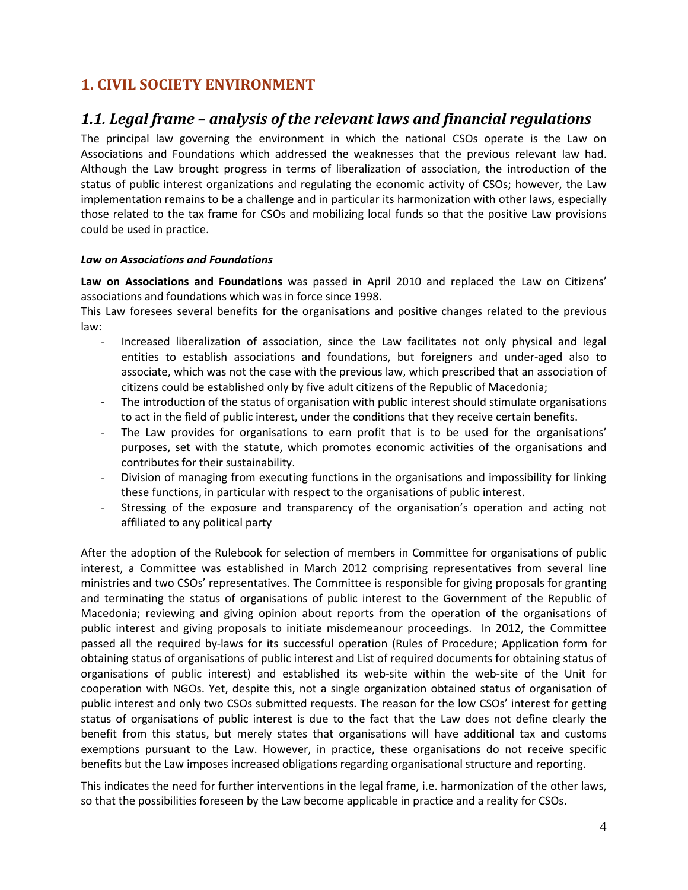# 1. CIVIL SOCIETY ENVIRONMENT

## *1.1. Legal frame – analysis of the relevant laws and financial regulations*

The principal law governing the environment in which the national CSOs operate is the Law on Associations and Foundations which addressed the weaknesses that the previous relevant law had. Although the Law brought progress in terms of liberalization of association, the introduction of the status of public interest organizations and regulating the economic activity of CSOs; however, the Law implementation remains to be a challenge and in particular its harmonization with other laws, especially those related to the tax frame for CSOs and mobilizing local funds so that the positive Law provisions could be used in practice.

***Law on Associations and Foundations***

**Law on Associations and Foundations** was passed in April 2010 and replaced the Law on Citizens' associations and foundations which was in force since 1998.

This Law foresees several benefits for the organisations and positive changes related to the previous law:

- Increased liberalization of association, since the Law facilitates not only physical and legal entities to establish associations and foundations, but foreigners and under-aged also to associate, which was not the case with the previous law, which prescribed that an association of citizens could be established only by five adult citizens of the Republic of Macedonia;
- The introduction of the status of organisation with public interest should stimulate organisations to act in the field of public interest, under the conditions that they receive certain benefits.
- The Law provides for organisations to earn profit that is to be used for the organisations' purposes, set with the statute, which promotes economic activities of the organisations and contributes for their sustainability.
- Division of managing from executing functions in the organisations and impossibility for linking these functions, in particular with respect to the organisations of public interest.
- Stressing of the exposure and transparency of the organisation's operation and acting not affiliated to any political party

After the adoption of the Rulebook for selection of members in Committee for organisations of public interest, a Committee was established in March 2012 comprising representatives from several line ministries and two CSOs' representatives. The Committee is responsible for giving proposals for granting and terminating the status of organisations of public interest to the Government of the Republic of Macedonia; reviewing and giving opinion about reports from the operation of the organisations of public interest and giving proposals to initiate misdemeanour proceedings. In 2012, the Committee passed all the required by-laws for its successful operation (Rules of Procedure; Application form for obtaining status of organisations of public interest and List of required documents for obtaining status of organisations of public interest) and established its web-site within the web-site of the Unit for cooperation with NGOs. Yet, despite this, not a single organization obtained status of organisation of public interest and only two CSOs submitted requests. The reason for the low CSOs' interest for getting status of organisations of public interest is due to the fact that the Law does not define clearly the benefit from this status, but merely states that organisations will have additional tax and customs exemptions pursuant to the Law. However, in practice, these organisations do not receive specific benefits but the Law imposes increased obligations regarding organisational structure and reporting.

This indicates the need for further interventions in the legal frame, i.e. harmonization of the other laws, so that the possibilities foreseen by the Law become applicable in practice and a reality for CSOs.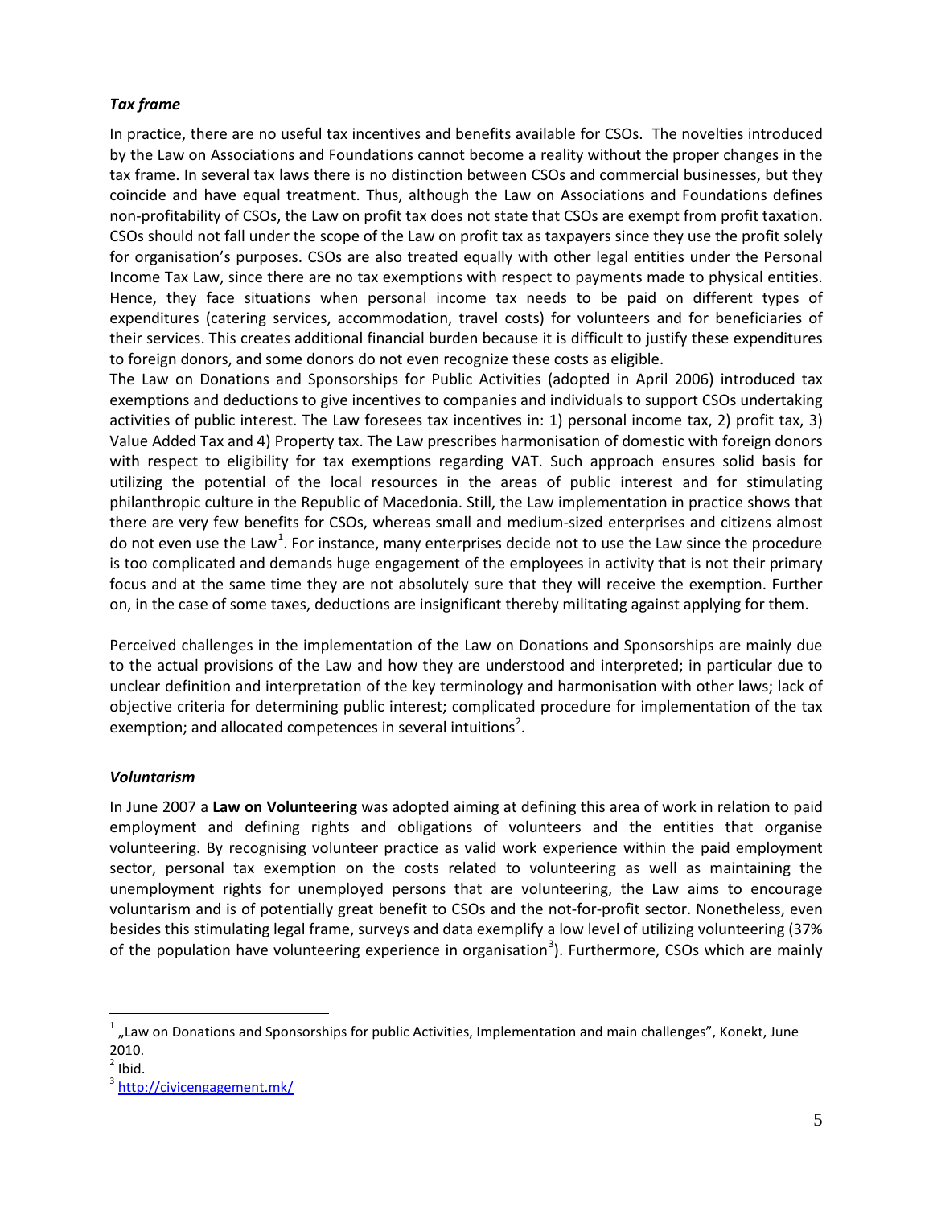***Tax frame***

In practice, there are no useful tax incentives and benefits available for CSOs. The novelties introduced by the Law on Associations and Foundations cannot become a reality without the proper changes in the tax frame. In several tax laws there is no distinction between CSOs and commercial businesses, but they coincide and have equal treatment. Thus, although the Law on Associations and Foundations defines non-profitability of CSOs, the Law on profit tax does not state that CSOs are exempt from profit taxation. CSOs should not fall under the scope of the Law on profit tax as taxpayers since they use the profit solely for organisation's purposes. CSOs are also treated equally with other legal entities under the Personal Income Tax Law, since there are no tax exemptions with respect to payments made to physical entities. Hence, they face situations when personal income tax needs to be paid on different types of expenditures (catering services, accommodation, travel costs) for volunteers and for beneficiaries of their services. This creates additional financial burden because it is difficult to justify these expenditures to foreign donors, and some donors do not even recognize these costs as eligible.

The Law on Donations and Sponsorships for Public Activities (adopted in April 2006) introduced tax exemptions and deductions to give incentives to companies and individuals to support CSOs undertaking activities of public interest. The Law foresees tax incentives in: 1) personal income tax, 2) profit tax, 3) Value Added Tax and 4) Property tax. The Law prescribes harmonisation of domestic with foreign donors with respect to eligibility for tax exemptions regarding VAT. Such approach ensures solid basis for utilizing the potential of the local resources in the areas of public interest and for stimulating philanthropic culture in the Republic of Macedonia. Still, the Law implementation in practice shows that there are very few benefits for CSOs, whereas small and medium-sized enterprises and citizens almost do not even use the Law[1]. For instance, many enterprises decide not to use the Law since the procedure is too complicated and demands huge engagement of the employees in activity that is not their primary focus and at the same time they are not absolutely sure that they will receive the exemption. Further on, in the case of some taxes, deductions are insignificant thereby militating against applying for them.

Perceived challenges in the implementation of the Law on Donations and Sponsorships are mainly due to the actual provisions of the Law and how they are understood and interpreted; in particular due to unclear definition and interpretation of the key terminology and harmonisation with other laws; lack of objective criteria for determining public interest; complicated procedure for implementation of the tax exemption; and allocated competences in several intuitions[2].

***Voluntarism***

In June 2007 a **Law on Volunteering** was adopted aiming at defining this area of work in relation to paid employment and defining rights and obligations of volunteers and the entities that organise volunteering. By recognising volunteer practice as valid work experience within the paid employment sector, personal tax exemption on the costs related to volunteering as well as maintaining the unemployment rights for unemployed persons that are volunteering, the Law aims to encourage voluntarism and is of potentially great benefit to CSOs and the not-for-profit sector. Nonetheless, even besides this stimulating legal frame, surveys and data exemplify a low level of utilizing volunteering (37% of the population have volunteering experience in organisation[3]). Furthermore, CSOs which are mainly

---

[1] „Law on Donations and Sponsorships for public Activities, Implementation and main challenges", Konekt, June 2010.

[2] Ibid.

[3] http://civicengagement.mk/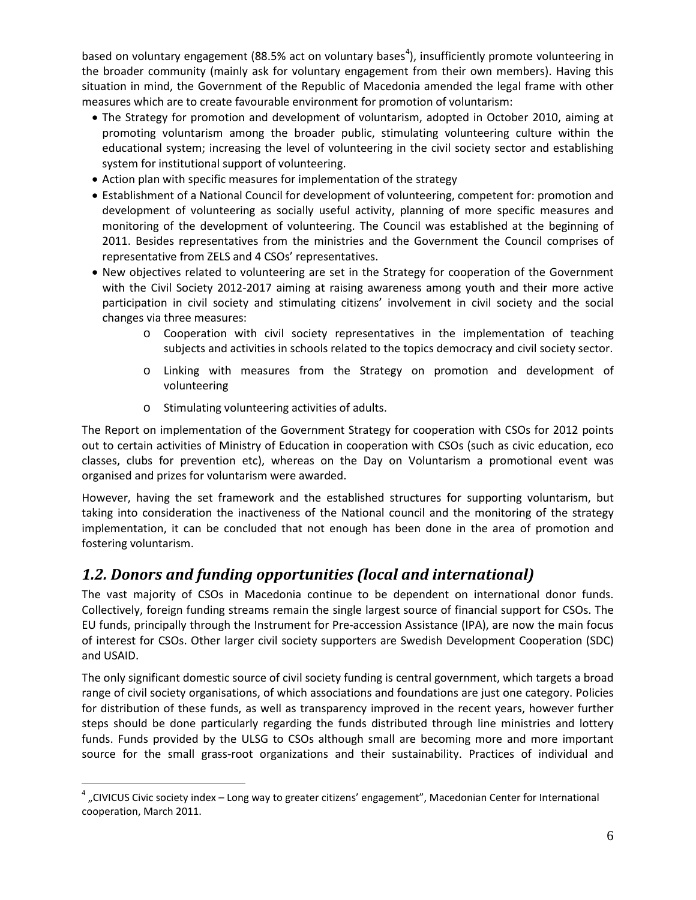based on voluntary engagement (88.5% act on voluntary bases[4]), insufficiently promote volunteering in the broader community (mainly ask for voluntary engagement from their own members). Having this situation in mind, the Government of the Republic of Macedonia amended the legal frame with other measures which are to create favourable environment for promotion of voluntarism:

- The Strategy for promotion and development of voluntarism, adopted in October 2010, aiming at promoting voluntarism among the broader public, stimulating volunteering culture within the educational system; increasing the level of volunteering in the civil society sector and establishing system for institutional support of volunteering.
- Action plan with specific measures for implementation of the strategy
- Establishment of a National Council for development of volunteering, competent for: promotion and development of volunteering as socially useful activity, planning of more specific measures and monitoring of the development of volunteering. The Council was established at the beginning of 2011. Besides representatives from the ministries and the Government the Council comprises of representative from ZELS and 4 CSOs' representatives.
- New objectives related to volunteering are set in the Strategy for cooperation of the Government with the Civil Society 2012-2017 aiming at raising awareness among youth and their more active participation in civil society and stimulating citizens' involvement in civil society and the social changes via three measures:
    - Cooperation with civil society representatives in the implementation of teaching subjects and activities in schools related to the topics democracy and civil society sector.
    - Linking with measures from the Strategy on promotion and development of volunteering
    - Stimulating volunteering activities of adults.

The Report on implementation of the Government Strategy for cooperation with CSOs for 2012 points out to certain activities of Ministry of Education in cooperation with CSOs (such as civic education, eco classes, clubs for prevention etc), whereas on the Day on Voluntarism a promotional event was organised and prizes for voluntarism were awarded.

However, having the set framework and the established structures for supporting voluntarism, but taking into consideration the inactiveness of the National council and the monitoring of the strategy implementation, it can be concluded that not enough has been done in the area of promotion and fostering voluntarism.

## *1.2. Donors and funding opportunities (local and international)*

The vast majority of CSOs in Macedonia continue to be dependent on international donor funds. Collectively, foreign funding streams remain the single largest source of financial support for CSOs. The EU funds, principally through the Instrument for Pre-accession Assistance (IPA), are now the main focus of interest for CSOs. Other larger civil society supporters are Swedish Development Cooperation (SDC) and USAID.

The only significant domestic source of civil society funding is central government, which targets a broad range of civil society organisations, of which associations and foundations are just one category. Policies for distribution of these funds, as well as transparency improved in the recent years, however further steps should be done particularly regarding the funds distributed through line ministries and lottery funds. Funds provided by the ULSG to CSOs although small are becoming more and more important source for the small grass-root organizations and their sustainability. Practices of individual and

[4] „CIVICUS Civic society index – Long way to greater citizens' engagement", Macedonian Center for International cooperation, March 2011.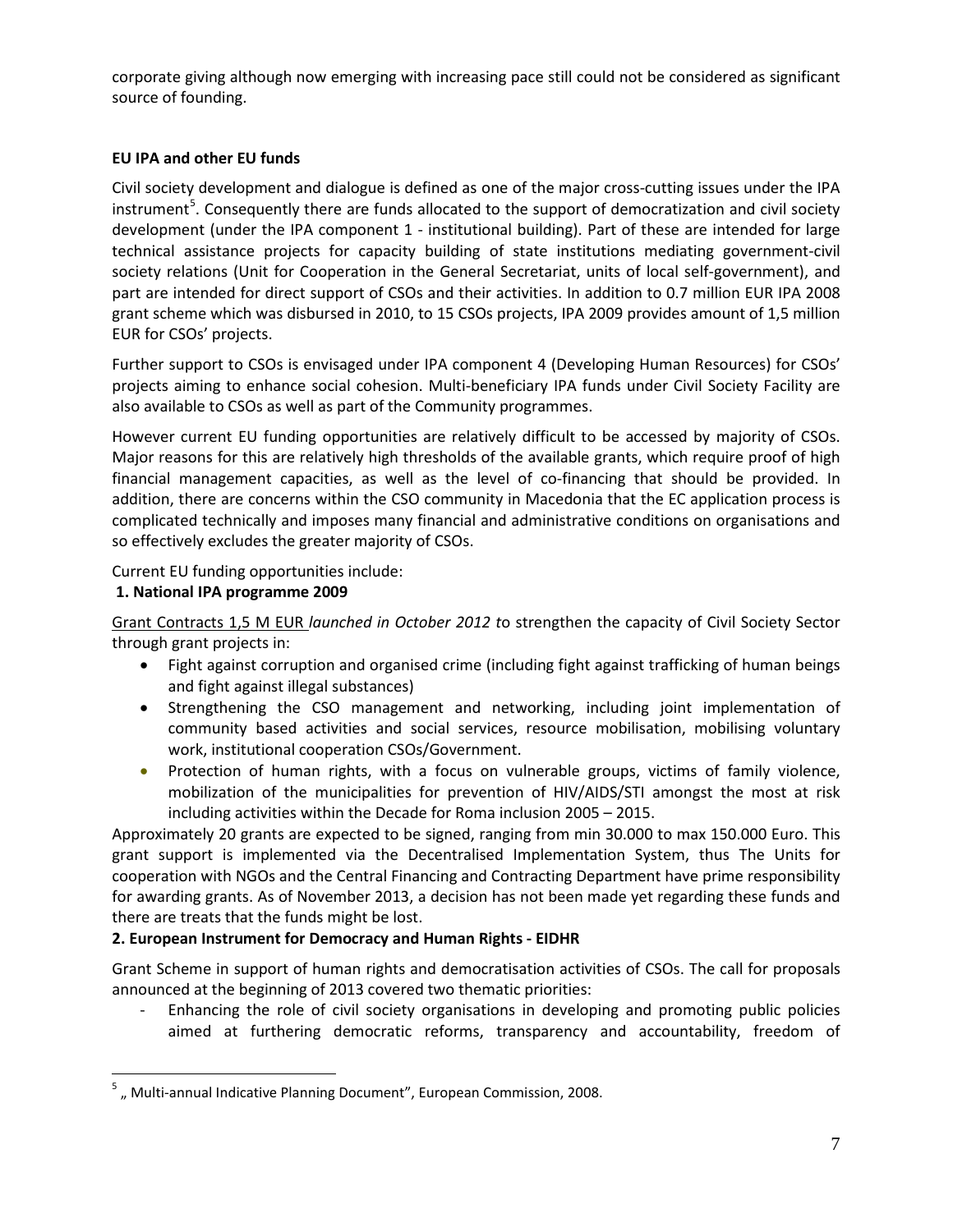corporate giving although now emerging with increasing pace still could not be considered as significant source of founding.

**EU IPA and other EU funds**

Civil society development and dialogue is defined as one of the major cross-cutting issues under the IPA instrument[5]. Consequently there are funds allocated to the support of democratization and civil society development (under the IPA component 1 - institutional building). Part of these are intended for large technical assistance projects for capacity building of state institutions mediating government-civil society relations (Unit for Cooperation in the General Secretariat, units of local self-government), and part are intended for direct support of CSOs and their activities. In addition to 0.7 million EUR IPA 2008 grant scheme which was disbursed in 2010, to 15 CSOs projects, IPA 2009 provides amount of 1,5 million EUR for CSOs' projects.

Further support to CSOs is envisaged under IPA component 4 (Developing Human Resources) for CSOs' projects aiming to enhance social cohesion. Multi-beneficiary IPA funds under Civil Society Facility are also available to CSOs as well as part of the Community programmes.

However current EU funding opportunities are relatively difficult to be accessed by majority of CSOs. Major reasons for this are relatively high thresholds of the available grants, which require proof of high financial management capacities, as well as the level of co-financing that should be provided. In addition, there are concerns within the CSO community in Macedonia that the EC application process is complicated technically and imposes many financial and administrative conditions on organisations and so effectively excludes the greater majority of CSOs.

Current EU funding opportunities include:

**1. National IPA programme 2009**

Grant Contracts 1,5 M EUR *launched in October 2012 t*o strengthen the capacity of Civil Society Sector through grant projects in:

- Fight against corruption and organised crime (including fight against trafficking of human beings and fight against illegal substances)
- Strengthening the CSO management and networking, including joint implementation of community based activities and social services, resource mobilisation, mobilising voluntary work, institutional cooperation CSOs/Government.
- Protection of human rights, with a focus on vulnerable groups, victims of family violence, mobilization of the municipalities for prevention of HIV/AIDS/STI amongst the most at risk including activities within the Decade for Roma inclusion 2005 – 2015.

Approximately 20 grants are expected to be signed, ranging from min 30.000 to max 150.000 Euro. This grant support is implemented via the Decentralised Implementation System, thus The Units for cooperation with NGOs and the Central Financing and Contracting Department have prime responsibility for awarding grants. As of November 2013, a decision has not been made yet regarding these funds and there are treats that the funds might be lost.

**2. European Instrument for Democracy and Human Rights - EIDHR**

Grant Scheme in support of human rights and democratisation activities of CSOs. The call for proposals announced at the beginning of 2013 covered two thematic priorities:

- Enhancing the role of civil society organisations in developing and promoting public policies aimed at furthering democratic reforms, transparency and accountability, freedom of

[5] „ Multi-annual Indicative Planning Document", European Commission, 2008.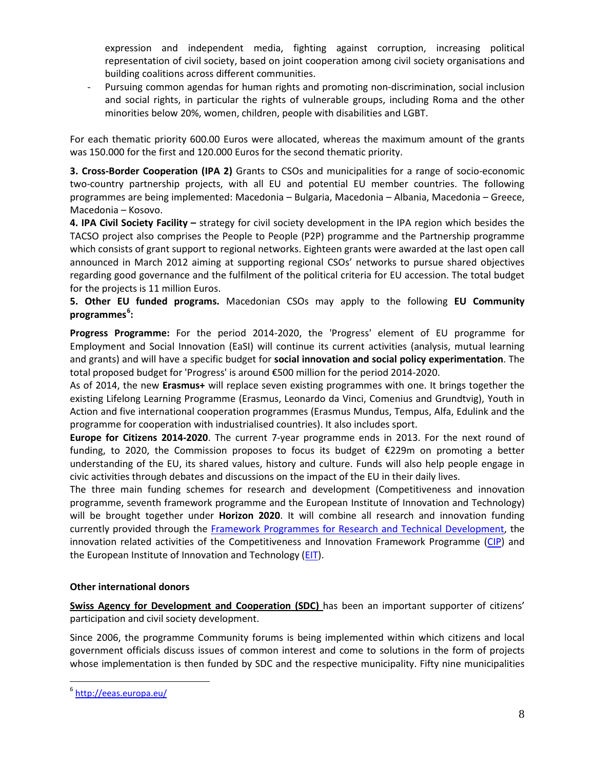expression and independent media, fighting against corruption, increasing political representation of civil society, based on joint cooperation among civil society organisations and building coalitions across different communities.

- Pursuing common agendas for human rights and promoting non-discrimination, social inclusion and social rights, in particular the rights of vulnerable groups, including Roma and the other minorities below 20%, women, children, people with disabilities and LGBT.

For each thematic priority 600.00 Euros were allocated, whereas the maximum amount of the grants was 150.000 for the first and 120.000 Euros for the second thematic priority.

**3. Cross-Border Cooperation (IPA 2)** Grants to CSOs and municipalities for a range of socio-economic two-country partnership projects, with all EU and potential EU member countries. The following programmes are being implemented: Macedonia – Bulgaria, Macedonia – Albania, Macedonia – Greece, Macedonia – Kosovo.

**4. IPA Civil Society Facility –** strategy for civil society development in the IPA region which besides the TACSO project also comprises the People to People (P2P) programme and the Partnership programme which consists of grant support to regional networks. Eighteen grants were awarded at the last open call announced in March 2012 aiming at supporting regional CSOs' networks to pursue shared objectives regarding good governance and the fulfilment of the political criteria for EU accession. The total budget for the projects is 11 million Euros.

**5. Other EU funded programs.** Macedonian CSOs may apply to the following **EU Community programmes**[6]**:**

**Progress Programme:** For the period 2014-2020, the 'Progress' element of EU programme for Employment and Social Innovation (EaSI) will continue its current activities (analysis, mutual learning and grants) and will have a specific budget for **social innovation and social policy experimentation**. The total proposed budget for 'Progress' is around €500 million for the period 2014-2020.

As of 2014, the new **Erasmus+** will replace seven existing programmes with one. It brings together the existing Lifelong Learning Programme (Erasmus, Leonardo da Vinci, Comenius and Grundtvig), Youth in Action and five international cooperation programmes (Erasmus Mundus, Tempus, Alfa, Edulink and the programme for cooperation with industrialised countries). It also includes sport.

**Europe for Citizens 2014-2020**. The current 7-year programme ends in 2013. For the next round of funding, to 2020, the Commission proposes to focus its budget of €229m on promoting a better understanding of the EU, its shared values, history and culture. Funds will also help people engage in civic activities through debates and discussions on the impact of the EU in their daily lives.

The three main funding schemes for research and development (Competitiveness and innovation programme, seventh framework programme and the European Institute of Innovation and Technology) will be brought together under **Horizon 2020**. It will combine all research and innovation funding currently provided through the Framework Programmes for Research and Technical Development, the innovation related activities of the Competitiveness and Innovation Framework Programme (CIP) and the European Institute of Innovation and Technology (EIT).

**Other international donors**

**Swiss Agency for Development and Cooperation (SDC)** has been an important supporter of citizens' participation and civil society development.

Since 2006, the programme Community forums is being implemented within which citizens and local government officials discuss issues of common interest and come to solutions in the form of projects whose implementation is then funded by SDC and the respective municipality. Fifty nine municipalities

[6] http://eeas.europa.eu/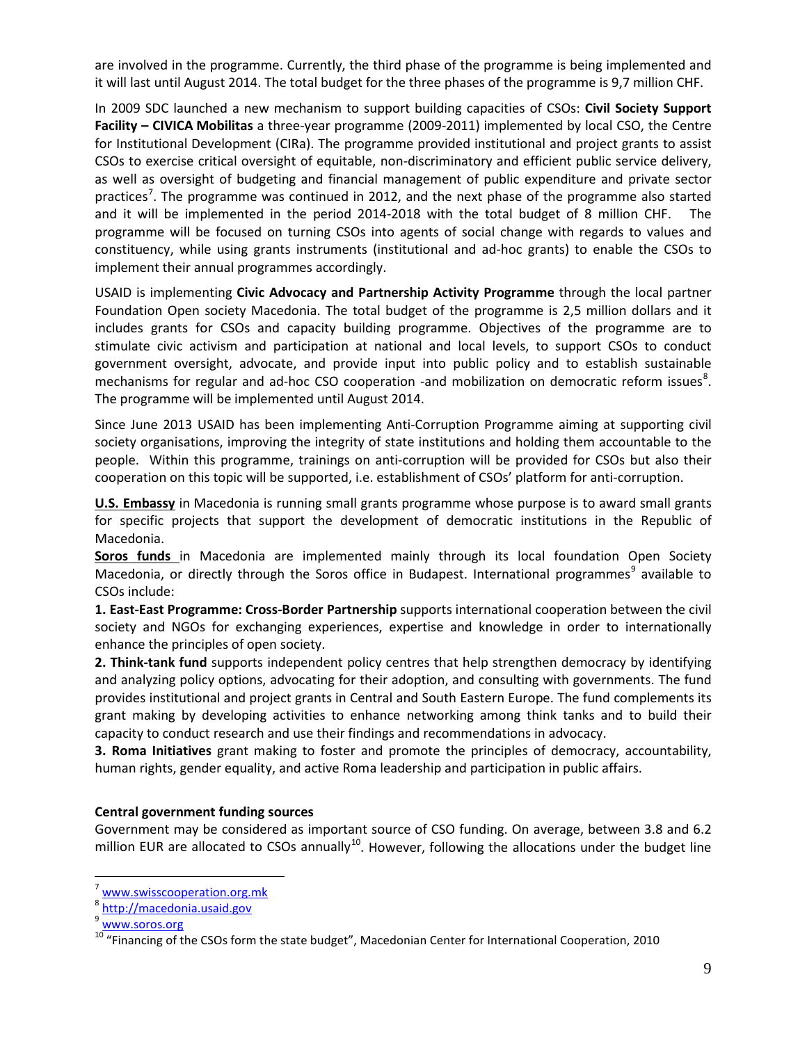are involved in the programme. Currently, the third phase of the programme is being implemented and it will last until August 2014. The total budget for the three phases of the programme is 9,7 million CHF.

In 2009 SDC launched a new mechanism to support building capacities of CSOs: **Civil Society Support Facility – CIVICA Mobilitas** a three-year programme (2009-2011) implemented by local CSO, the Centre for Institutional Development (CIRa). The programme provided institutional and project grants to assist CSOs to exercise critical oversight of equitable, non-discriminatory and efficient public service delivery, as well as oversight of budgeting and financial management of public expenditure and private sector practices[7]. The programme was continued in 2012, and the next phase of the programme also started and it will be implemented in the period 2014-2018 with the total budget of 8 million CHF. The programme will be focused on turning CSOs into agents of social change with regards to values and constituency, while using grants instruments (institutional and ad-hoc grants) to enable the CSOs to implement their annual programmes accordingly.

USAID is implementing **Civic Advocacy and Partnership Activity Programme** through the local partner Foundation Open society Macedonia. The total budget of the programme is 2,5 million dollars and it includes grants for CSOs and capacity building programme. Objectives of the programme are to stimulate civic activism and participation at national and local levels, to support CSOs to conduct government oversight, advocate, and provide input into public policy and to establish sustainable mechanisms for regular and ad-hoc CSO cooperation -and mobilization on democratic reform issues[8]. The programme will be implemented until August 2014.

Since June 2013 USAID has been implementing Anti-Corruption Programme aiming at supporting civil society organisations, improving the integrity of state institutions and holding them accountable to the people. Within this programme, trainings on anti-corruption will be provided for CSOs but also their cooperation on this topic will be supported, i.e. establishment of CSOs' platform for anti-corruption.

**U.S. Embassy** in Macedonia is running small grants programme whose purpose is to award small grants for specific projects that support the development of democratic institutions in the Republic of Macedonia.

**Soros funds** in Macedonia are implemented mainly through its local foundation Open Society Macedonia, or directly through the Soros office in Budapest. International programmes[9] available to CSOs include:

**1. East-East Programme: Cross-Border Partnership** supports international cooperation between the civil society and NGOs for exchanging experiences, expertise and knowledge in order to internationally enhance the principles of open society.

**2. Think-tank fund** supports independent policy centres that help strengthen democracy by identifying and analyzing policy options, advocating for their adoption, and consulting with governments. The fund provides institutional and project grants in Central and South Eastern Europe. The fund complements its grant making by developing activities to enhance networking among think tanks and to build their capacity to conduct research and use their findings and recommendations in advocacy.

**3. Roma Initiatives** grant making to foster and promote the principles of democracy, accountability, human rights, gender equality, and active Roma leadership and participation in public affairs.

**Central government funding sources**

Government may be considered as important source of CSO funding. On average, between 3.8 and 6.2 million EUR are allocated to CSOs annually[10]. However, following the allocations under the budget line

---

[7] www.swisscooperation.org.mk

[8] http://macedonia.usaid.gov

[9] www.soros.org

[10] "Financing of the CSOs form the state budget", Macedonian Center for International Cooperation, 2010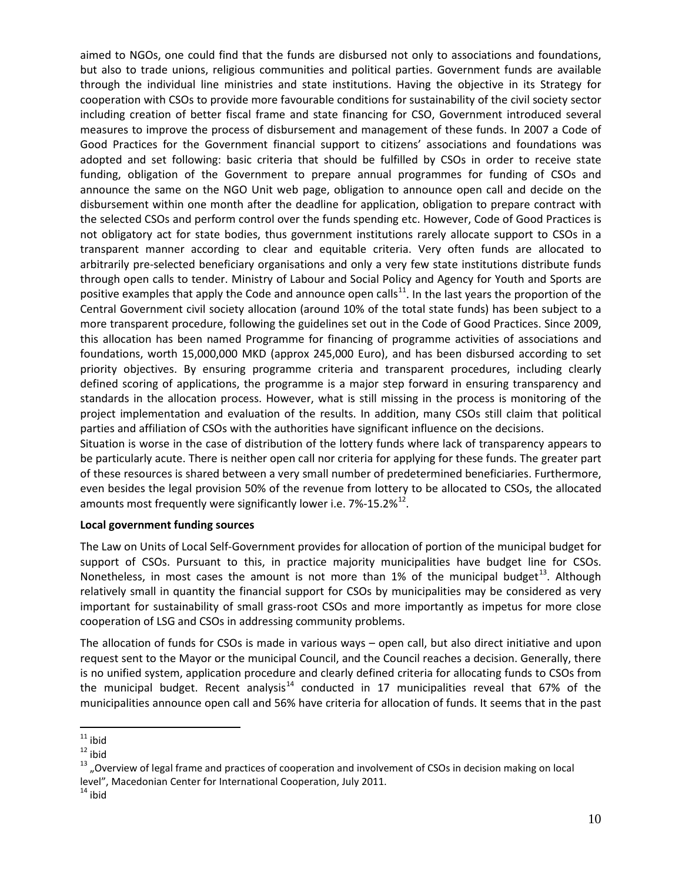aimed to NGOs, one could find that the funds are disbursed not only to associations and foundations, but also to trade unions, religious communities and political parties. Government funds are available through the individual line ministries and state institutions. Having the objective in its Strategy for cooperation with CSOs to provide more favourable conditions for sustainability of the civil society sector including creation of better fiscal frame and state financing for CSO, Government introduced several measures to improve the process of disbursement and management of these funds. In 2007 a Code of Good Practices for the Government financial support to citizens' associations and foundations was adopted and set following: basic criteria that should be fulfilled by CSOs in order to receive state funding, obligation of the Government to prepare annual programmes for funding of CSOs and announce the same on the NGO Unit web page, obligation to announce open call and decide on the disbursement within one month after the deadline for application, obligation to prepare contract with the selected CSOs and perform control over the funds spending etc. However, Code of Good Practices is not obligatory act for state bodies, thus government institutions rarely allocate support to CSOs in a transparent manner according to clear and equitable criteria. Very often funds are allocated to arbitrarily pre-selected beneficiary organisations and only a very few state institutions distribute funds through open calls to tender. Ministry of Labour and Social Policy and Agency for Youth and Sports are positive examples that apply the Code and announce open calls[11]. In the last years the proportion of the Central Government civil society allocation (around 10% of the total state funds) has been subject to a more transparent procedure, following the guidelines set out in the Code of Good Practices. Since 2009, this allocation has been named Programme for financing of programme activities of associations and foundations, worth 15,000,000 MKD (approx 245,000 Euro), and has been disbursed according to set priority objectives. By ensuring programme criteria and transparent procedures, including clearly defined scoring of applications, the programme is a major step forward in ensuring transparency and standards in the allocation process. However, what is still missing in the process is monitoring of the project implementation and evaluation of the results. In addition, many CSOs still claim that political parties and affiliation of CSOs with the authorities have significant influence on the decisions.

Situation is worse in the case of distribution of the lottery funds where lack of transparency appears to be particularly acute. There is neither open call nor criteria for applying for these funds. The greater part of these resources is shared between a very small number of predetermined beneficiaries. Furthermore, even besides the legal provision 50% of the revenue from lottery to be allocated to CSOs, the allocated amounts most frequently were significantly lower i.e. 7%-15.2%[12].

**Local government funding sources**

The Law on Units of Local Self-Government provides for allocation of portion of the municipal budget for support of CSOs. Pursuant to this, in practice majority municipalities have budget line for CSOs. Nonetheless, in most cases the amount is not more than 1% of the municipal budget[13]. Although relatively small in quantity the financial support for CSOs by municipalities may be considered as very important for sustainability of small grass-root CSOs and more importantly as impetus for more close cooperation of LSG and CSOs in addressing community problems.

The allocation of funds for CSOs is made in various ways – open call, but also direct initiative and upon request sent to the Mayor or the municipal Council, and the Council reaches a decision. Generally, there is no unified system, application procedure and clearly defined criteria for allocating funds to CSOs from the municipal budget. Recent analysis[14] conducted in 17 municipalities reveal that 67% of the municipalities announce open call and 56% have criteria for allocation of funds. It seems that in the past

---

[11] ibid

[12] ibid

[13] „Overview of legal frame and practices of cooperation and involvement of CSOs in decision making on local level", Macedonian Center for International Cooperation, July 2011.

[14] ibid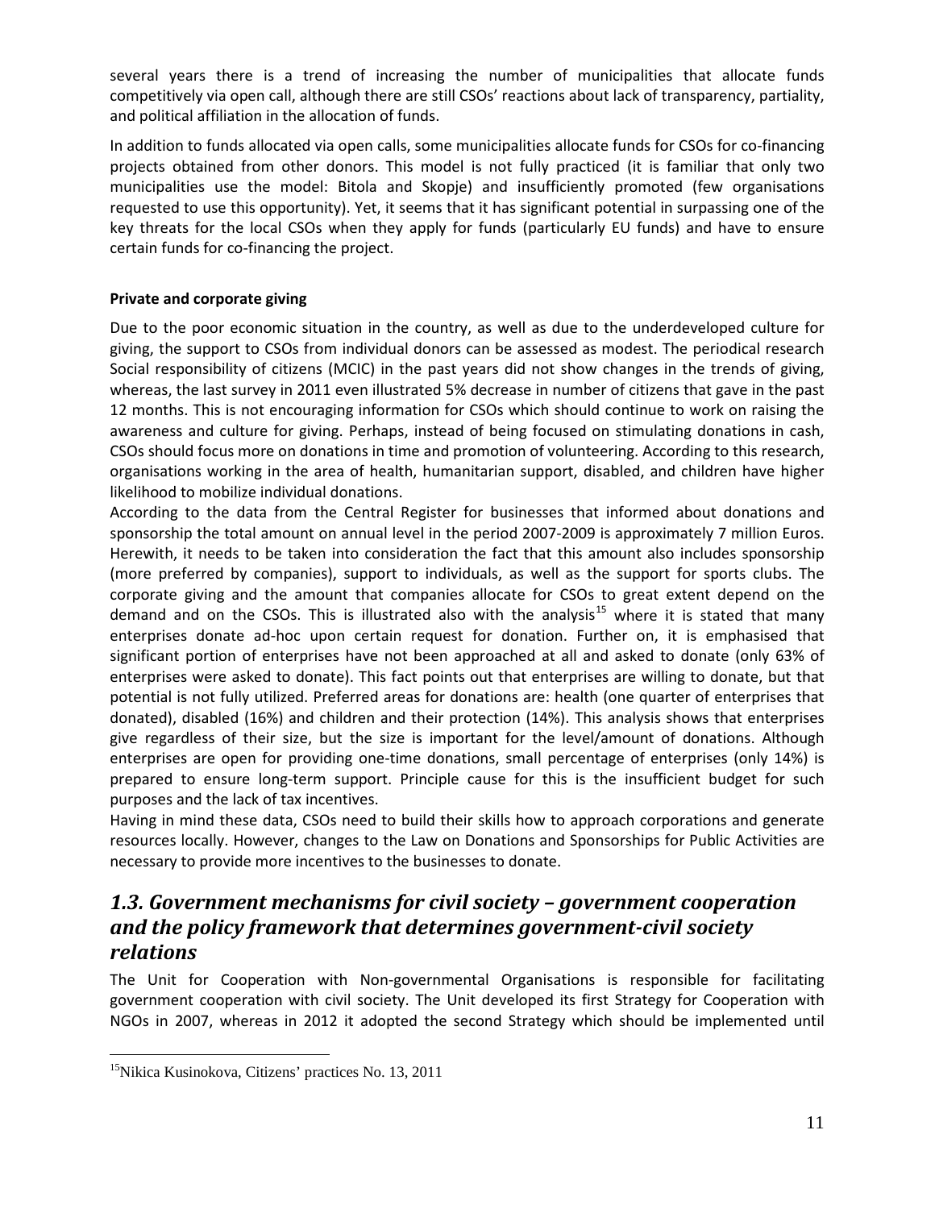several years there is a trend of increasing the number of municipalities that allocate funds competitively via open call, although there are still CSOs' reactions about lack of transparency, partiality, and political affiliation in the allocation of funds.

In addition to funds allocated via open calls, some municipalities allocate funds for CSOs for co-financing projects obtained from other donors. This model is not fully practiced (it is familiar that only two municipalities use the model: Bitola and Skopje) and insufficiently promoted (few organisations requested to use this opportunity). Yet, it seems that it has significant potential in surpassing one of the key threats for the local CSOs when they apply for funds (particularly EU funds) and have to ensure certain funds for co-financing the project.

**Private and corporate giving**

Due to the poor economic situation in the country, as well as due to the underdeveloped culture for giving, the support to CSOs from individual donors can be assessed as modest. The periodical research Social responsibility of citizens (MCIC) in the past years did not show changes in the trends of giving, whereas, the last survey in 2011 even illustrated 5% decrease in number of citizens that gave in the past 12 months. This is not encouraging information for CSOs which should continue to work on raising the awareness and culture for giving. Perhaps, instead of being focused on stimulating donations in cash, CSOs should focus more on donations in time and promotion of volunteering. According to this research, organisations working in the area of health, humanitarian support, disabled, and children have higher likelihood to mobilize individual donations.

According to the data from the Central Register for businesses that informed about donations and sponsorship the total amount on annual level in the period 2007-2009 is approximately 7 million Euros. Herewith, it needs to be taken into consideration the fact that this amount also includes sponsorship (more preferred by companies), support to individuals, as well as the support for sports clubs. The corporate giving and the amount that companies allocate for CSOs to great extent depend on the demand and on the CSOs. This is illustrated also with the analysis[15] where it is stated that many enterprises donate ad-hoc upon certain request for donation. Further on, it is emphasised that significant portion of enterprises have not been approached at all and asked to donate (only 63% of enterprises were asked to donate). This fact points out that enterprises are willing to donate, but that potential is not fully utilized. Preferred areas for donations are: health (one quarter of enterprises that donated), disabled (16%) and children and their protection (14%). This analysis shows that enterprises give regardless of their size, but the size is important for the level/amount of donations. Although enterprises are open for providing one-time donations, small percentage of enterprises (only 14%) is prepared to ensure long-term support. Principle cause for this is the insufficient budget for such purposes and the lack of tax incentives.

Having in mind these data, CSOs need to build their skills how to approach corporations and generate resources locally. However, changes to the Law on Donations and Sponsorships for Public Activities are necessary to provide more incentives to the businesses to donate.

## *1.3. Government mechanisms for civil society – government cooperation and the policy framework that determines government-civil society relations*

The Unit for Cooperation with Non-governmental Organisations is responsible for facilitating government cooperation with civil society. The Unit developed its first Strategy for Cooperation with NGOs in 2007, whereas in 2012 it adopted the second Strategy which should be implemented until

[15]Nikica Kusinokova, Citizens' practices No. 13, 2011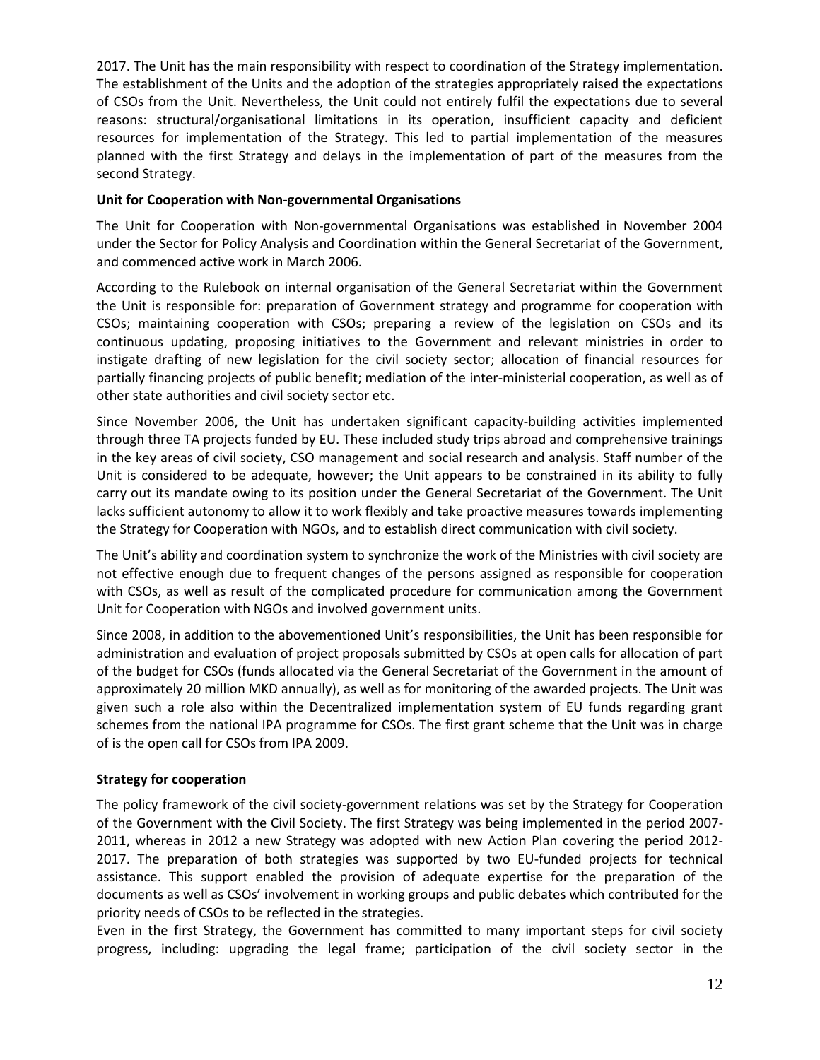2017. The Unit has the main responsibility with respect to coordination of the Strategy implementation. The establishment of the Units and the adoption of the strategies appropriately raised the expectations of CSOs from the Unit. Nevertheless, the Unit could not entirely fulfil the expectations due to several reasons: structural/organisational limitations in its operation, insufficient capacity and deficient resources for implementation of the Strategy. This led to partial implementation of the measures planned with the first Strategy and delays in the implementation of part of the measures from the second Strategy.

**Unit for Cooperation with Non-governmental Organisations**

The Unit for Cooperation with Non-governmental Organisations was established in November 2004 under the Sector for Policy Analysis and Coordination within the General Secretariat of the Government, and commenced active work in March 2006.

According to the Rulebook on internal organisation of the General Secretariat within the Government the Unit is responsible for: preparation of Government strategy and programme for cooperation with CSOs; maintaining cooperation with CSOs; preparing a review of the legislation on CSOs and its continuous updating, proposing initiatives to the Government and relevant ministries in order to instigate drafting of new legislation for the civil society sector; allocation of financial resources for partially financing projects of public benefit; mediation of the inter-ministerial cooperation, as well as of other state authorities and civil society sector etc.

Since November 2006, the Unit has undertaken significant capacity-building activities implemented through three TA projects funded by EU. These included study trips abroad and comprehensive trainings in the key areas of civil society, CSO management and social research and analysis. Staff number of the Unit is considered to be adequate, however; the Unit appears to be constrained in its ability to fully carry out its mandate owing to its position under the General Secretariat of the Government. The Unit lacks sufficient autonomy to allow it to work flexibly and take proactive measures towards implementing the Strategy for Cooperation with NGOs, and to establish direct communication with civil society.

The Unit's ability and coordination system to synchronize the work of the Ministries with civil society are not effective enough due to frequent changes of the persons assigned as responsible for cooperation with CSOs, as well as result of the complicated procedure for communication among the Government Unit for Cooperation with NGOs and involved government units.

Since 2008, in addition to the abovementioned Unit's responsibilities, the Unit has been responsible for administration and evaluation of project proposals submitted by CSOs at open calls for allocation of part of the budget for CSOs (funds allocated via the General Secretariat of the Government in the amount of approximately 20 million MKD annually), as well as for monitoring of the awarded projects. The Unit was given such a role also within the Decentralized implementation system of EU funds regarding grant schemes from the national IPA programme for CSOs. The first grant scheme that the Unit was in charge of is the open call for CSOs from IPA 2009.

**Strategy for cooperation**

The policy framework of the civil society-government relations was set by the Strategy for Cooperation of the Government with the Civil Society. The first Strategy was being implemented in the period 2007-2011, whereas in 2012 a new Strategy was adopted with new Action Plan covering the period 2012-2017. The preparation of both strategies was supported by two EU-funded projects for technical assistance. This support enabled the provision of adequate expertise for the preparation of the documents as well as CSOs' involvement in working groups and public debates which contributed for the priority needs of CSOs to be reflected in the strategies.

Even in the first Strategy, the Government has committed to many important steps for civil society progress, including: upgrading the legal frame; participation of the civil society sector in the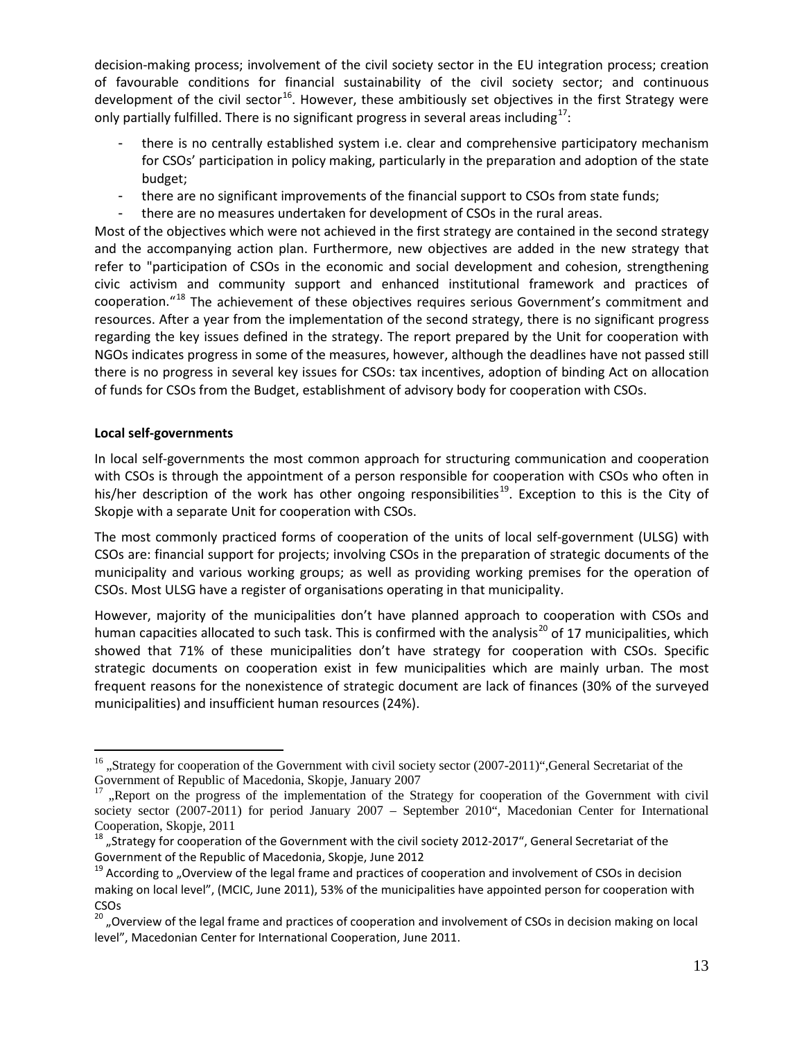decision-making process; involvement of the civil society sector in the EU integration process; creation of favourable conditions for financial sustainability of the civil society sector; and continuous development of the civil sector[16]. However, these ambitiously set objectives in the first Strategy were only partially fulfilled. There is no significant progress in several areas including[17]:

- there is no centrally established system i.e. clear and comprehensive participatory mechanism for CSOs' participation in policy making, particularly in the preparation and adoption of the state budget;
- there are no significant improvements of the financial support to CSOs from state funds;
- there are no measures undertaken for development of CSOs in the rural areas.

Most of the objectives which were not achieved in the first strategy are contained in the second strategy and the accompanying action plan. Furthermore, new objectives are added in the new strategy that refer to "participation of CSOs in the economic and social development and cohesion, strengthening civic activism and community support and enhanced institutional framework and practices of cooperation."[18] The achievement of these objectives requires serious Government's commitment and resources. After a year from the implementation of the second strategy, there is no significant progress regarding the key issues defined in the strategy. The report prepared by the Unit for cooperation with NGOs indicates progress in some of the measures, however, although the deadlines have not passed still there is no progress in several key issues for CSOs: tax incentives, adoption of binding Act on allocation of funds for CSOs from the Budget, establishment of advisory body for cooperation with CSOs.

**Local self-governments**

In local self-governments the most common approach for structuring communication and cooperation with CSOs is through the appointment of a person responsible for cooperation with CSOs who often in his/her description of the work has other ongoing responsibilities[19]. Exception to this is the City of Skopje with a separate Unit for cooperation with CSOs.

The most commonly practiced forms of cooperation of the units of local self-government (ULSG) with CSOs are: financial support for projects; involving CSOs in the preparation of strategic documents of the municipality and various working groups; as well as providing working premises for the operation of CSOs. Most ULSG have a register of organisations operating in that municipality.

However, majority of the municipalities don't have planned approach to cooperation with CSOs and human capacities allocated to such task. This is confirmed with the analysis[20] of 17 municipalities, which showed that 71% of these municipalities don't have strategy for cooperation with CSOs. Specific strategic documents on cooperation exist in few municipalities which are mainly urban. The most frequent reasons for the nonexistence of strategic document are lack of finances (30% of the surveyed municipalities) and insufficient human resources (24%).

---

[16] „Strategy for cooperation of the Government with civil society sector (2007-2011)",General Secretariat of the Government of Republic of Macedonia, Skopje, January 2007

[17] „Report on the progress of the implementation of the Strategy for cooperation of the Government with civil society sector (2007-2011) for period January 2007 – September 2010", Macedonian Center for International Cooperation, Skopje, 2011

[18] „Strategy for cooperation of the Government with the civil society 2012-2017", General Secretariat of the Government of the Republic of Macedonia, Skopje, June 2012

[19] According to „Overview of the legal frame and practices of cooperation and involvement of CSOs in decision making on local level", (MCIC, June 2011), 53% of the municipalities have appointed person for cooperation with CSOs

[20] „Overview of the legal frame and practices of cooperation and involvement of CSOs in decision making on local level", Macedonian Center for International Cooperation, June 2011.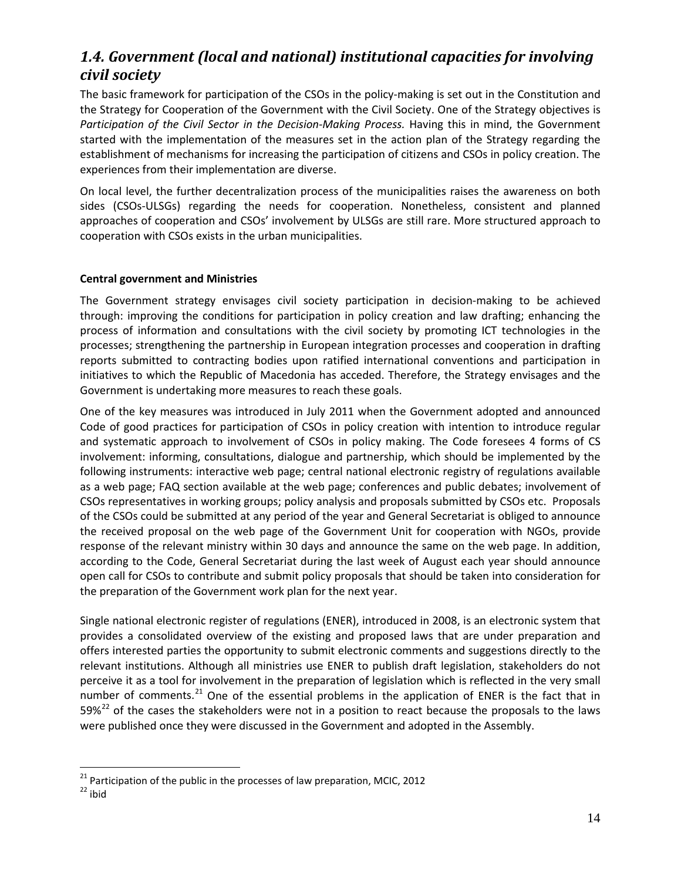## *1.4. Government (local and national) institutional capacities for involving civil society*

The basic framework for participation of the CSOs in the policy-making is set out in the Constitution and the Strategy for Cooperation of the Government with the Civil Society. One of the Strategy objectives is *Participation of the Civil Sector in the Decision-Making Process.* Having this in mind, the Government started with the implementation of the measures set in the action plan of the Strategy regarding the establishment of mechanisms for increasing the participation of citizens and CSOs in policy creation. The experiences from their implementation are diverse.

On local level, the further decentralization process of the municipalities raises the awareness on both sides (CSOs-ULSGs) regarding the needs for cooperation. Nonetheless, consistent and planned approaches of cooperation and CSOs' involvement by ULSGs are still rare. More structured approach to cooperation with CSOs exists in the urban municipalities.

**Central government and Ministries**

The Government strategy envisages civil society participation in decision-making to be achieved through: improving the conditions for participation in policy creation and law drafting; enhancing the process of information and consultations with the civil society by promoting ICT technologies in the processes; strengthening the partnership in European integration processes and cooperation in drafting reports submitted to contracting bodies upon ratified international conventions and participation in initiatives to which the Republic of Macedonia has acceded. Therefore, the Strategy envisages and the Government is undertaking more measures to reach these goals.

One of the key measures was introduced in July 2011 when the Government adopted and announced Code of good practices for participation of CSOs in policy creation with intention to introduce regular and systematic approach to involvement of CSOs in policy making. The Code foresees 4 forms of CS involvement: informing, consultations, dialogue and partnership, which should be implemented by the following instruments: interactive web page; central national electronic registry of regulations available as a web page; FAQ section available at the web page; conferences and public debates; involvement of CSOs representatives in working groups; policy analysis and proposals submitted by CSOs etc. Proposals of the CSOs could be submitted at any period of the year and General Secretariat is obliged to announce the received proposal on the web page of the Government Unit for cooperation with NGOs, provide response of the relevant ministry within 30 days and announce the same on the web page. In addition, according to the Code, General Secretariat during the last week of August each year should announce open call for CSOs to contribute and submit policy proposals that should be taken into consideration for the preparation of the Government work plan for the next year.

Single national electronic register of regulations (ENER), introduced in 2008, is an electronic system that provides a consolidated overview of the existing and proposed laws that are under preparation and offers interested parties the opportunity to submit electronic comments and suggestions directly to the relevant institutions. Although all ministries use ENER to publish draft legislation, stakeholders do not perceive it as a tool for involvement in the preparation of legislation which is reflected in the very small number of comments.[21] One of the essential problems in the application of ENER is the fact that in 59%[22] of the cases the stakeholders were not in a position to react because the proposals to the laws were published once they were discussed in the Government and adopted in the Assembly.

[21] Participation of the public in the processes of law preparation, MCIC, 2012

[22] ibid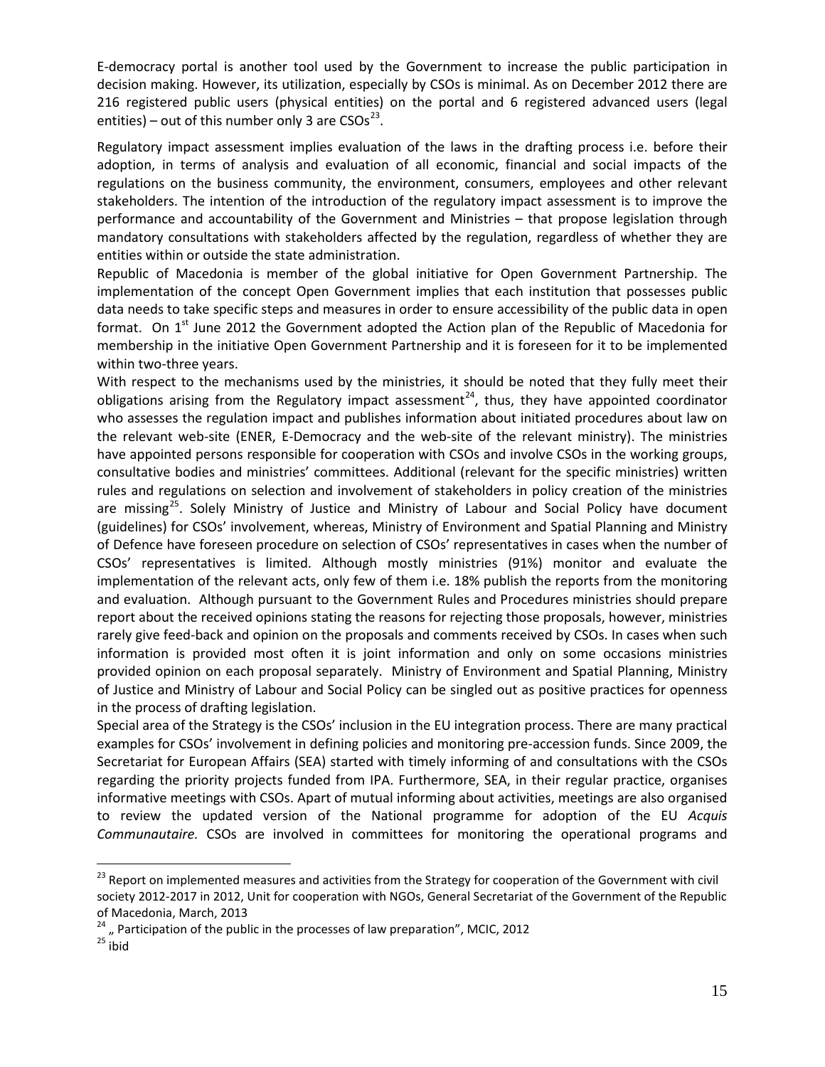E-democracy portal is another tool used by the Government to increase the public participation in decision making. However, its utilization, especially by CSOs is minimal. As on December 2012 there are 216 registered public users (physical entities) on the portal and 6 registered advanced users (legal entities) – out of this number only 3 are CSOs[23].

Regulatory impact assessment implies evaluation of the laws in the drafting process i.e. before their adoption, in terms of analysis and evaluation of all economic, financial and social impacts of the regulations on the business community, the environment, consumers, employees and other relevant stakeholders. The intention of the introduction of the regulatory impact assessment is to improve the performance and accountability of the Government and Ministries – that propose legislation through mandatory consultations with stakeholders affected by the regulation, regardless of whether they are entities within or outside the state administration.

Republic of Macedonia is member of the global initiative for Open Government Partnership. The implementation of the concept Open Government implies that each institution that possesses public data needs to take specific steps and measures in order to ensure accessibility of the public data in open format. On 1st June 2012 the Government adopted the Action plan of the Republic of Macedonia for membership in the initiative Open Government Partnership and it is foreseen for it to be implemented within two-three years.

With respect to the mechanisms used by the ministries, it should be noted that they fully meet their obligations arising from the Regulatory impact assessment[24], thus, they have appointed coordinator who assesses the regulation impact and publishes information about initiated procedures about law on the relevant web-site (ENER, E-Democracy and the web-site of the relevant ministry). The ministries have appointed persons responsible for cooperation with CSOs and involve CSOs in the working groups, consultative bodies and ministries' committees. Additional (relevant for the specific ministries) written rules and regulations on selection and involvement of stakeholders in policy creation of the ministries are missing[25]. Solely Ministry of Justice and Ministry of Labour and Social Policy have document (guidelines) for CSOs' involvement, whereas, Ministry of Environment and Spatial Planning and Ministry of Defence have foreseen procedure on selection of CSOs' representatives in cases when the number of CSOs' representatives is limited. Although mostly ministries (91%) monitor and evaluate the implementation of the relevant acts, only few of them i.e. 18% publish the reports from the monitoring and evaluation. Although pursuant to the Government Rules and Procedures ministries should prepare report about the received opinions stating the reasons for rejecting those proposals, however, ministries rarely give feed-back and opinion on the proposals and comments received by CSOs. In cases when such information is provided most often it is joint information and only on some occasions ministries provided opinion on each proposal separately. Ministry of Environment and Spatial Planning, Ministry of Justice and Ministry of Labour and Social Policy can be singled out as positive practices for openness in the process of drafting legislation.

Special area of the Strategy is the CSOs' inclusion in the EU integration process. There are many practical examples for CSOs' involvement in defining policies and monitoring pre-accession funds. Since 2009, the Secretariat for European Affairs (SEA) started with timely informing of and consultations with the CSOs regarding the priority projects funded from IPA. Furthermore, SEA, in their regular practice, organises informative meetings with CSOs. Apart of mutual informing about activities, meetings are also organised to review the updated version of the National programme for adoption of the EU *Acquis Communautaire.* CSOs are involved in committees for monitoring the operational programs and

---

[23] Report on implemented measures and activities from the Strategy for cooperation of the Government with civil society 2012-2017 in 2012, Unit for cooperation with NGOs, General Secretariat of the Government of the Republic of Macedonia, March, 2013

[24] „ Participation of the public in the processes of law preparation", MCIC, 2012

[25] ibid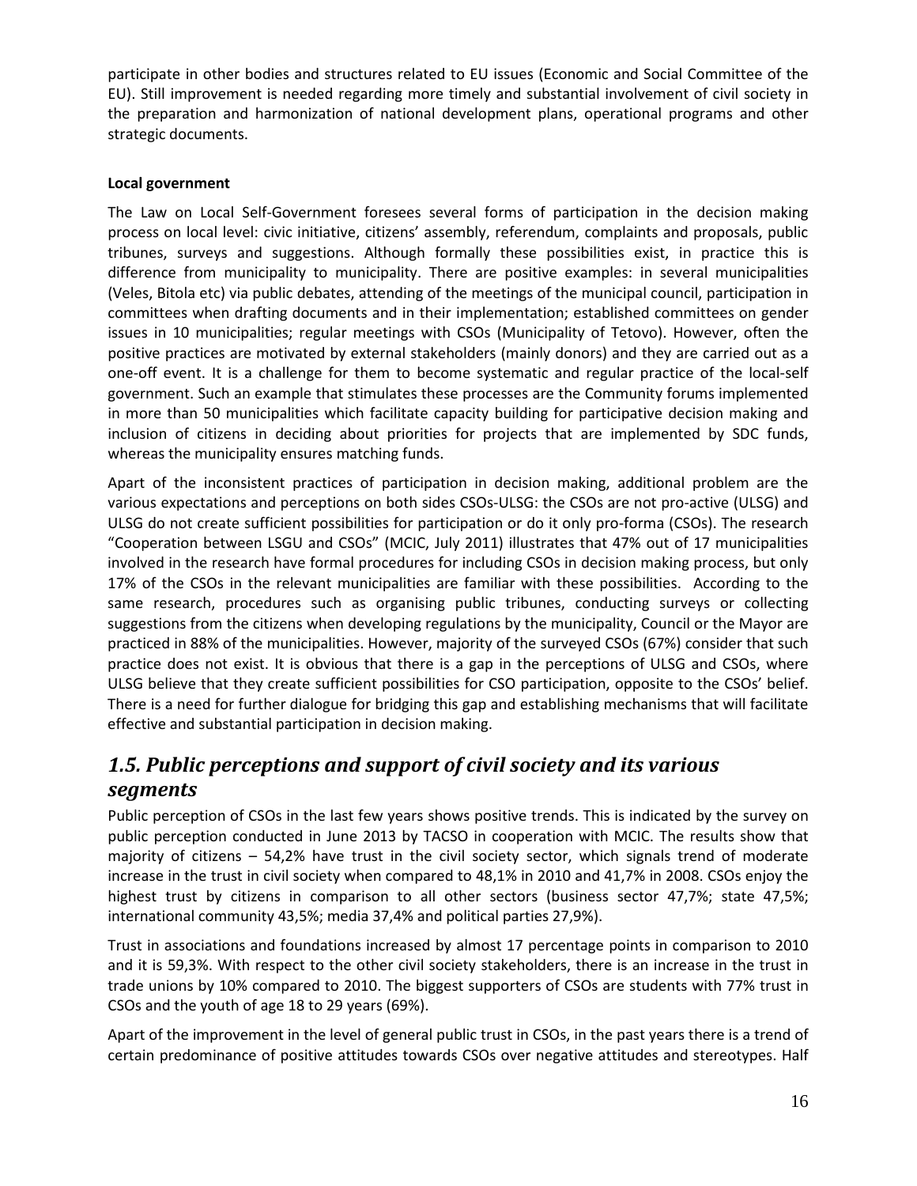participate in other bodies and structures related to EU issues (Economic and Social Committee of the EU). Still improvement is needed regarding more timely and substantial involvement of civil society in the preparation and harmonization of national development plans, operational programs and other strategic documents.

**Local government**

The Law on Local Self-Government foresees several forms of participation in the decision making process on local level: civic initiative, citizens' assembly, referendum, complaints and proposals, public tribunes, surveys and suggestions. Although formally these possibilities exist, in practice this is difference from municipality to municipality. There are positive examples: in several municipalities (Veles, Bitola etc) via public debates, attending of the meetings of the municipal council, participation in committees when drafting documents and in their implementation; established committees on gender issues in 10 municipalities; regular meetings with CSOs (Municipality of Tetovo). However, often the positive practices are motivated by external stakeholders (mainly donors) and they are carried out as a one-off event. It is a challenge for them to become systematic and regular practice of the local-self government. Such an example that stimulates these processes are the Community forums implemented in more than 50 municipalities which facilitate capacity building for participative decision making and inclusion of citizens in deciding about priorities for projects that are implemented by SDC funds, whereas the municipality ensures matching funds.

Apart of the inconsistent practices of participation in decision making, additional problem are the various expectations and perceptions on both sides CSOs-ULSG: the CSOs are not pro-active (ULSG) and ULSG do not create sufficient possibilities for participation or do it only pro-forma (CSOs). The research "Cooperation between LSGU and CSOs" (MCIC, July 2011) illustrates that 47% out of 17 municipalities involved in the research have formal procedures for including CSOs in decision making process, but only 17% of the CSOs in the relevant municipalities are familiar with these possibilities. According to the same research, procedures such as organising public tribunes, conducting surveys or collecting suggestions from the citizens when developing regulations by the municipality, Council or the Mayor are practiced in 88% of the municipalities. However, majority of the surveyed CSOs (67%) consider that such practice does not exist. It is obvious that there is a gap in the perceptions of ULSG and CSOs, where ULSG believe that they create sufficient possibilities for CSO participation, opposite to the CSOs' belief. There is a need for further dialogue for bridging this gap and establishing mechanisms that will facilitate effective and substantial participation in decision making.

## *1.5. Public perceptions and support of civil society and its various segments*

Public perception of CSOs in the last few years shows positive trends. This is indicated by the survey on public perception conducted in June 2013 by TACSO in cooperation with MCIC. The results show that majority of citizens – 54,2% have trust in the civil society sector, which signals trend of moderate increase in the trust in civil society when compared to 48,1% in 2010 and 41,7% in 2008. CSOs enjoy the highest trust by citizens in comparison to all other sectors (business sector 47,7%; state 47,5%; international community 43,5%; media 37,4% and political parties 27,9%).

Trust in associations and foundations increased by almost 17 percentage points in comparison to 2010 and it is 59,3%. With respect to the other civil society stakeholders, there is an increase in the trust in trade unions by 10% compared to 2010. The biggest supporters of CSOs are students with 77% trust in CSOs and the youth of age 18 to 29 years (69%).

Apart of the improvement in the level of general public trust in CSOs, in the past years there is a trend of certain predominance of positive attitudes towards CSOs over negative attitudes and stereotypes. Half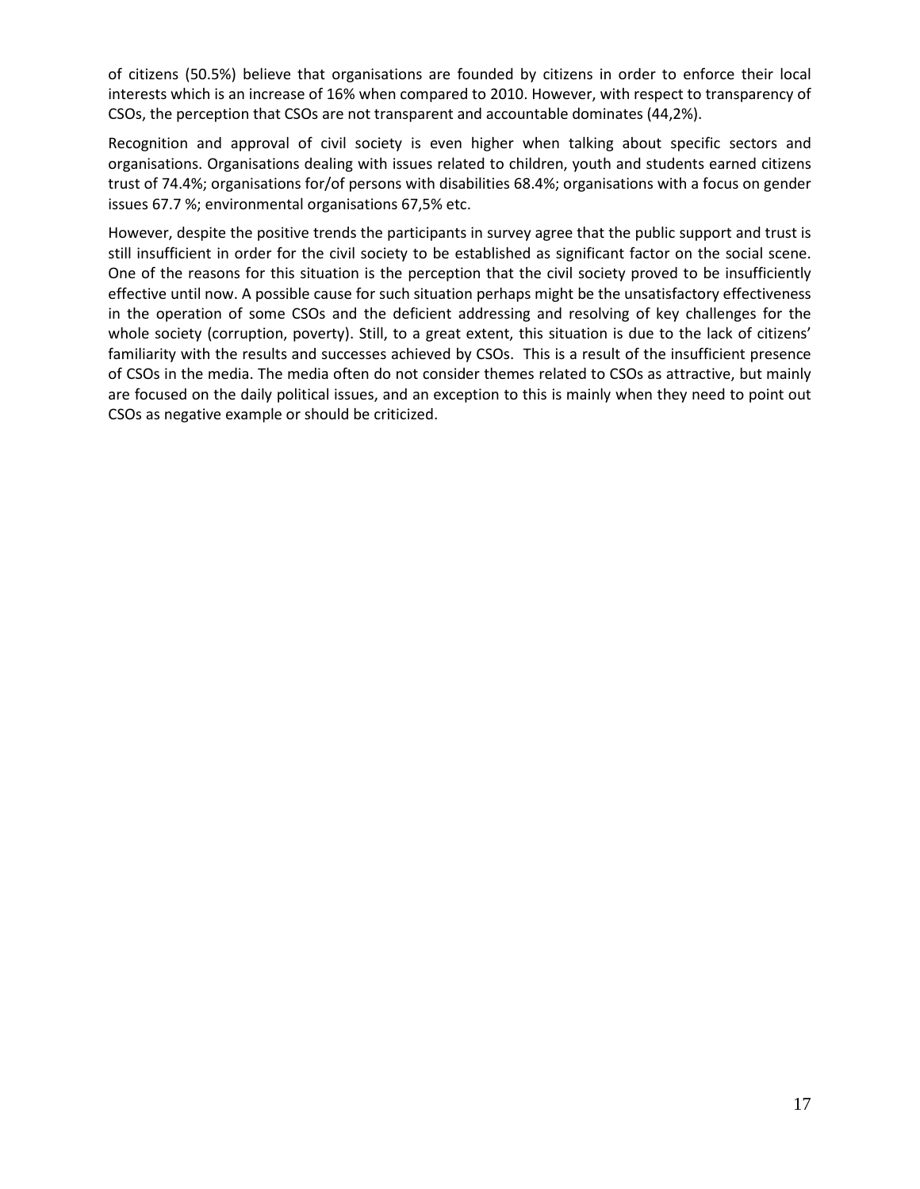of citizens (50.5%) believe that organisations are founded by citizens in order to enforce their local interests which is an increase of 16% when compared to 2010. However, with respect to transparency of CSOs, the perception that CSOs are not transparent and accountable dominates (44,2%).

Recognition and approval of civil society is even higher when talking about specific sectors and organisations. Organisations dealing with issues related to children, youth and students earned citizens trust of 74.4%; organisations for/of persons with disabilities 68.4%; organisations with a focus on gender issues 67.7 %; environmental organisations 67,5% etc.

However, despite the positive trends the participants in survey agree that the public support and trust is still insufficient in order for the civil society to be established as significant factor on the social scene. One of the reasons for this situation is the perception that the civil society proved to be insufficiently effective until now. A possible cause for such situation perhaps might be the unsatisfactory effectiveness in the operation of some CSOs and the deficient addressing and resolving of key challenges for the whole society (corruption, poverty). Still, to a great extent, this situation is due to the lack of citizens' familiarity with the results and successes achieved by CSOs. This is a result of the insufficient presence of CSOs in the media. The media often do not consider themes related to CSOs as attractive, but mainly are focused on the daily political issues, and an exception to this is mainly when they need to point out CSOs as negative example or should be criticized.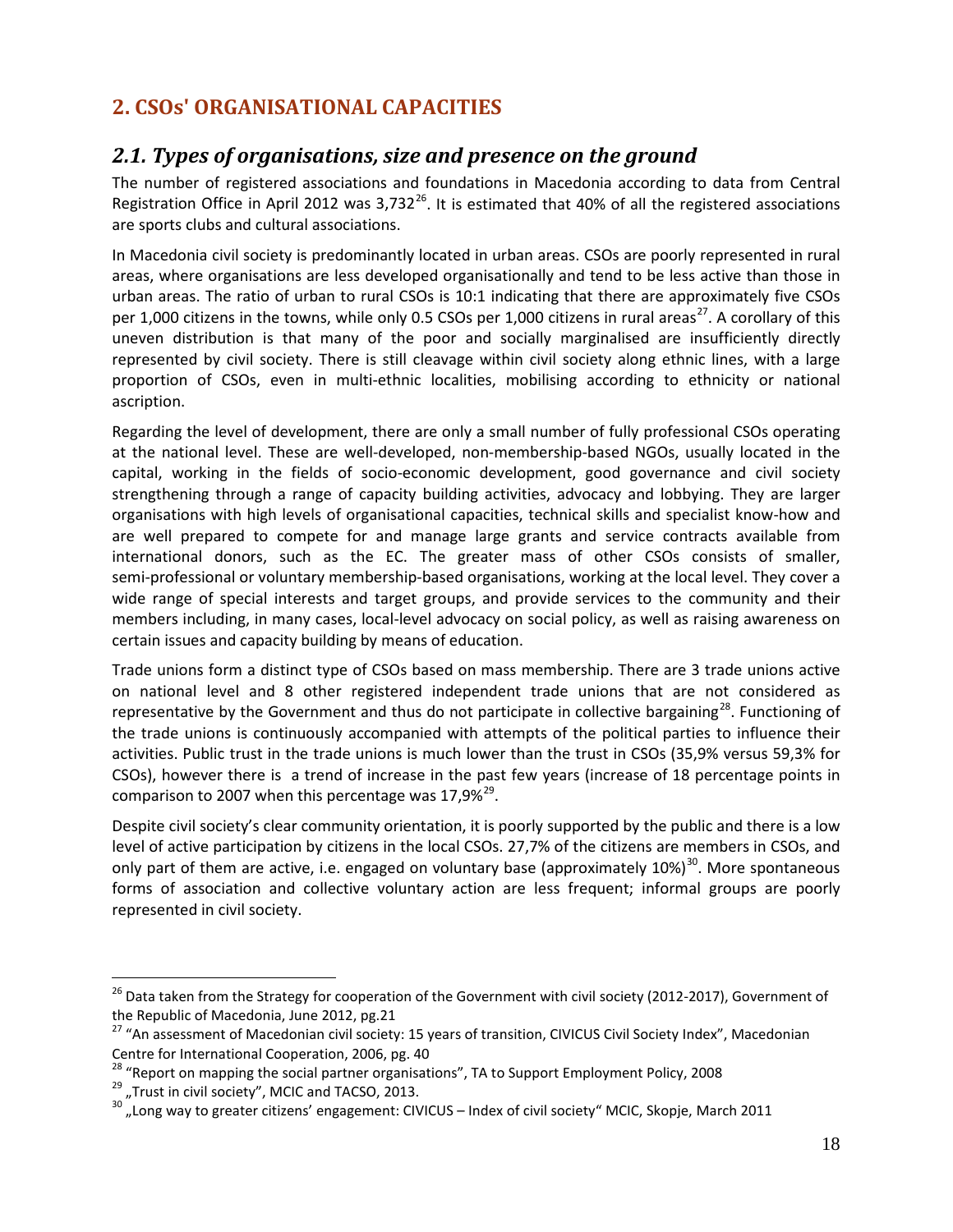# 2. CSOs' ORGANISATIONAL CAPACITIES

## *2.1. Types of organisations, size and presence on the ground*

The number of registered associations and foundations in Macedonia according to data from Central Registration Office in April 2012 was 3,732[26]. It is estimated that 40% of all the registered associations are sports clubs and cultural associations.

In Macedonia civil society is predominantly located in urban areas. CSOs are poorly represented in rural areas, where organisations are less developed organisationally and tend to be less active than those in urban areas. The ratio of urban to rural CSOs is 10:1 indicating that there are approximately five CSOs per 1,000 citizens in the towns, while only 0.5 CSOs per 1,000 citizens in rural areas[27]. A corollary of this uneven distribution is that many of the poor and socially marginalised are insufficiently directly represented by civil society. There is still cleavage within civil society along ethnic lines, with a large proportion of CSOs, even in multi-ethnic localities, mobilising according to ethnicity or national ascription.

Regarding the level of development, there are only a small number of fully professional CSOs operating at the national level. These are well-developed, non-membership-based NGOs, usually located in the capital, working in the fields of socio-economic development, good governance and civil society strengthening through a range of capacity building activities, advocacy and lobbying. They are larger organisations with high levels of organisational capacities, technical skills and specialist know-how and are well prepared to compete for and manage large grants and service contracts available from international donors, such as the EC. The greater mass of other CSOs consists of smaller, semi-professional or voluntary membership-based organisations, working at the local level. They cover a wide range of special interests and target groups, and provide services to the community and their members including, in many cases, local-level advocacy on social policy, as well as raising awareness on certain issues and capacity building by means of education.

Trade unions form a distinct type of CSOs based on mass membership. There are 3 trade unions active on national level and 8 other registered independent trade unions that are not considered as representative by the Government and thus do not participate in collective bargaining[28]. Functioning of the trade unions is continuously accompanied with attempts of the political parties to influence their activities. Public trust in the trade unions is much lower than the trust in CSOs (35,9% versus 59,3% for CSOs), however there is a trend of increase in the past few years (increase of 18 percentage points in comparison to 2007 when this percentage was 17,9%[29].

Despite civil society's clear community orientation, it is poorly supported by the public and there is a low level of active participation by citizens in the local CSOs. 27,7% of the citizens are members in CSOs, and only part of them are active, i.e. engaged on voluntary base (approximately 10%)[30]. More spontaneous forms of association and collective voluntary action are less frequent; informal groups are poorly represented in civil society.

---

[26] Data taken from the Strategy for cooperation of the Government with civil society (2012-2017), Government of the Republic of Macedonia, June 2012, pg.21

[27] "An assessment of Macedonian civil society: 15 years of transition, CIVICUS Civil Society Index", Macedonian Centre for International Cooperation, 2006, pg. 40

[28] "Report on mapping the social partner organisations", TA to Support Employment Policy, 2008

[29] „Trust in civil society", MCIC and TACSO, 2013.

[30] „Long way to greater citizens' engagement: CIVICUS – Index of civil society" MCIC, Skopje, March 2011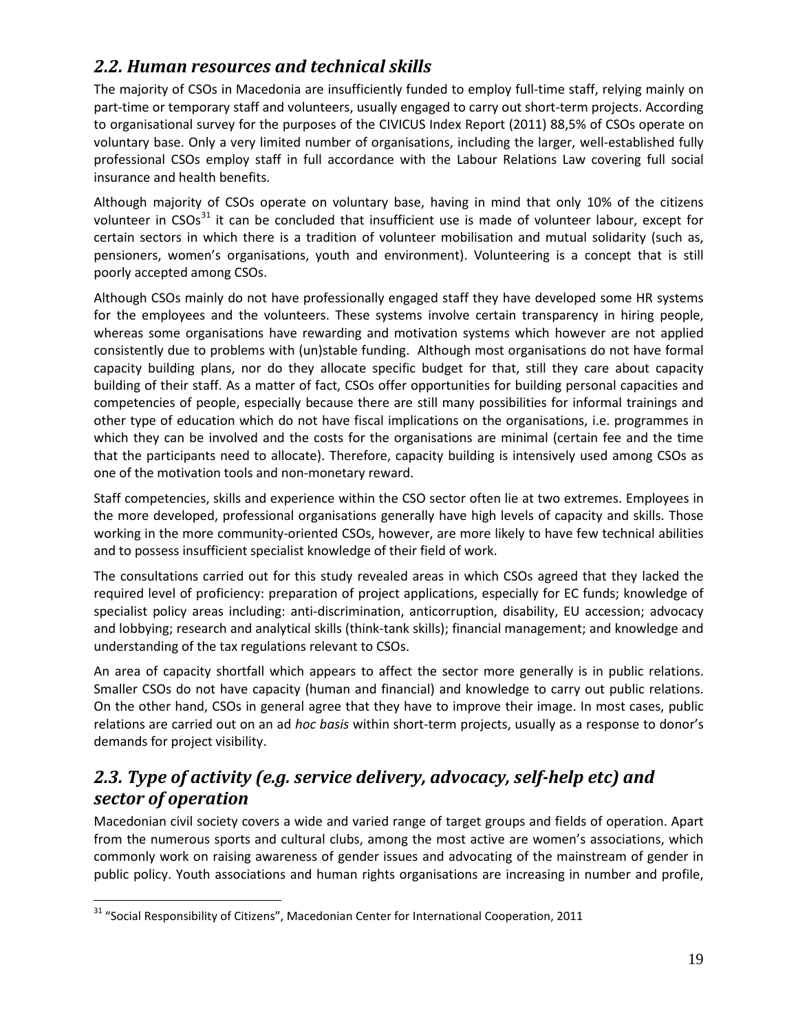## *2.2. Human resources and technical skills*

The majority of CSOs in Macedonia are insufficiently funded to employ full-time staff, relying mainly on part-time or temporary staff and volunteers, usually engaged to carry out short-term projects. According to organisational survey for the purposes of the CIVICUS Index Report (2011) 88,5% of CSOs operate on voluntary base. Only a very limited number of organisations, including the larger, well-established fully professional CSOs employ staff in full accordance with the Labour Relations Law covering full social insurance and health benefits.

Although majority of CSOs operate on voluntary base, having in mind that only 10% of the citizens volunteer in CSOs[31] it can be concluded that insufficient use is made of volunteer labour, except for certain sectors in which there is a tradition of volunteer mobilisation and mutual solidarity (such as, pensioners, women's organisations, youth and environment). Volunteering is a concept that is still poorly accepted among CSOs.

Although CSOs mainly do not have professionally engaged staff they have developed some HR systems for the employees and the volunteers. These systems involve certain transparency in hiring people, whereas some organisations have rewarding and motivation systems which however are not applied consistently due to problems with (un)stable funding. Although most organisations do not have formal capacity building plans, nor do they allocate specific budget for that, still they care about capacity building of their staff. As a matter of fact, CSOs offer opportunities for building personal capacities and competencies of people, especially because there are still many possibilities for informal trainings and other type of education which do not have fiscal implications on the organisations, i.e. programmes in which they can be involved and the costs for the organisations are minimal (certain fee and the time that the participants need to allocate). Therefore, capacity building is intensively used among CSOs as one of the motivation tools and non-monetary reward.

Staff competencies, skills and experience within the CSO sector often lie at two extremes. Employees in the more developed, professional organisations generally have high levels of capacity and skills. Those working in the more community-oriented CSOs, however, are more likely to have few technical abilities and to possess insufficient specialist knowledge of their field of work.

The consultations carried out for this study revealed areas in which CSOs agreed that they lacked the required level of proficiency: preparation of project applications, especially for EC funds; knowledge of specialist policy areas including: anti-discrimination, anticorruption, disability, EU accession; advocacy and lobbying; research and analytical skills (think-tank skills); financial management; and knowledge and understanding of the tax regulations relevant to CSOs.

An area of capacity shortfall which appears to affect the sector more generally is in public relations. Smaller CSOs do not have capacity (human and financial) and knowledge to carry out public relations. On the other hand, CSOs in general agree that they have to improve their image. In most cases, public relations are carried out on an ad *hoc basis* within short-term projects, usually as a response to donor's demands for project visibility.

## *2.3. Type of activity (e.g. service delivery, advocacy, self-help etc) and sector of operation*

Macedonian civil society covers a wide and varied range of target groups and fields of operation. Apart from the numerous sports and cultural clubs, among the most active are women's associations, which commonly work on raising awareness of gender issues and advocating of the mainstream of gender in public policy. Youth associations and human rights organisations are increasing in number and profile,

[31] "Social Responsibility of Citizens", Macedonian Center for International Cooperation, 2011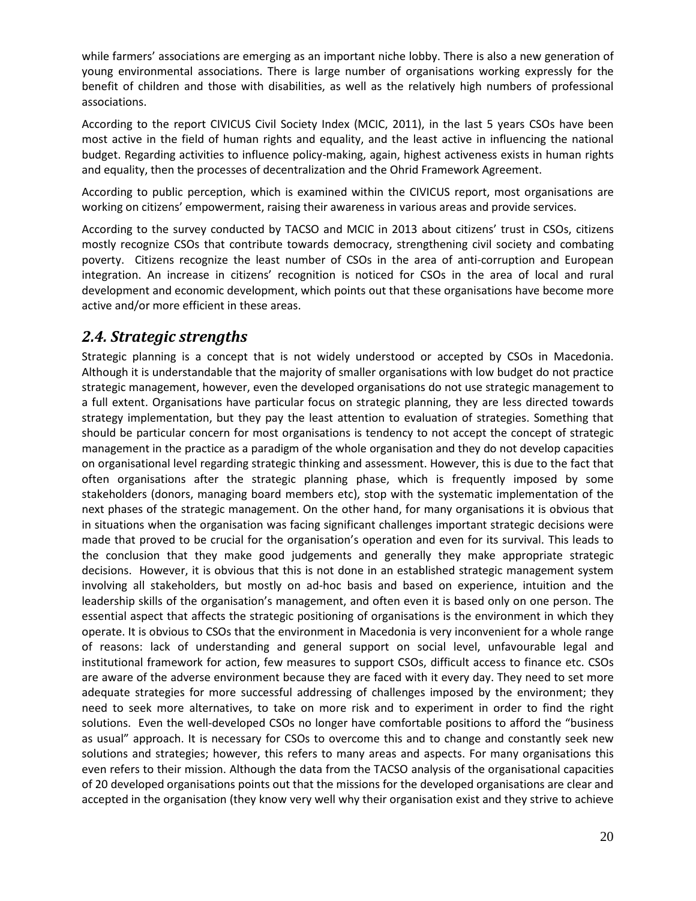while farmers' associations are emerging as an important niche lobby. There is also a new generation of young environmental associations. There is large number of organisations working expressly for the benefit of children and those with disabilities, as well as the relatively high numbers of professional associations.

According to the report CIVICUS Civil Society Index (MCIC, 2011), in the last 5 years CSOs have been most active in the field of human rights and equality, and the least active in influencing the national budget. Regarding activities to influence policy-making, again, highest activeness exists in human rights and equality, then the processes of decentralization and the Ohrid Framework Agreement.

According to public perception, which is examined within the CIVICUS report, most organisations are working on citizens' empowerment, raising their awareness in various areas and provide services.

According to the survey conducted by TACSO and MCIC in 2013 about citizens' trust in CSOs, citizens mostly recognize CSOs that contribute towards democracy, strengthening civil society and combating poverty. Citizens recognize the least number of CSOs in the area of anti-corruption and European integration. An increase in citizens' recognition is noticed for CSOs in the area of local and rural development and economic development, which points out that these organisations have become more active and/or more efficient in these areas.

## *2.4. Strategic strengths*

Strategic planning is a concept that is not widely understood or accepted by CSOs in Macedonia. Although it is understandable that the majority of smaller organisations with low budget do not practice strategic management, however, even the developed organisations do not use strategic management to a full extent. Organisations have particular focus on strategic planning, they are less directed towards strategy implementation, but they pay the least attention to evaluation of strategies. Something that should be particular concern for most organisations is tendency to not accept the concept of strategic management in the practice as a paradigm of the whole organisation and they do not develop capacities on organisational level regarding strategic thinking and assessment. However, this is due to the fact that often organisations after the strategic planning phase, which is frequently imposed by some stakeholders (donors, managing board members etc), stop with the systematic implementation of the next phases of the strategic management. On the other hand, for many organisations it is obvious that in situations when the organisation was facing significant challenges important strategic decisions were made that proved to be crucial for the organisation's operation and even for its survival. This leads to the conclusion that they make good judgements and generally they make appropriate strategic decisions. However, it is obvious that this is not done in an established strategic management system involving all stakeholders, but mostly on ad-hoc basis and based on experience, intuition and the leadership skills of the organisation's management, and often even it is based only on one person. The essential aspect that affects the strategic positioning of organisations is the environment in which they operate. It is obvious to CSOs that the environment in Macedonia is very inconvenient for a whole range of reasons: lack of understanding and general support on social level, unfavourable legal and institutional framework for action, few measures to support CSOs, difficult access to finance etc. CSOs are aware of the adverse environment because they are faced with it every day. They need to set more adequate strategies for more successful addressing of challenges imposed by the environment; they need to seek more alternatives, to take on more risk and to experiment in order to find the right solutions. Even the well-developed CSOs no longer have comfortable positions to afford the "business as usual" approach. It is necessary for CSOs to overcome this and to change and constantly seek new solutions and strategies; however, this refers to many areas and aspects. For many organisations this even refers to their mission. Although the data from the TACSO analysis of the organisational capacities of 20 developed organisations points out that the missions for the developed organisations are clear and accepted in the organisation (they know very well why their organisation exist and they strive to achieve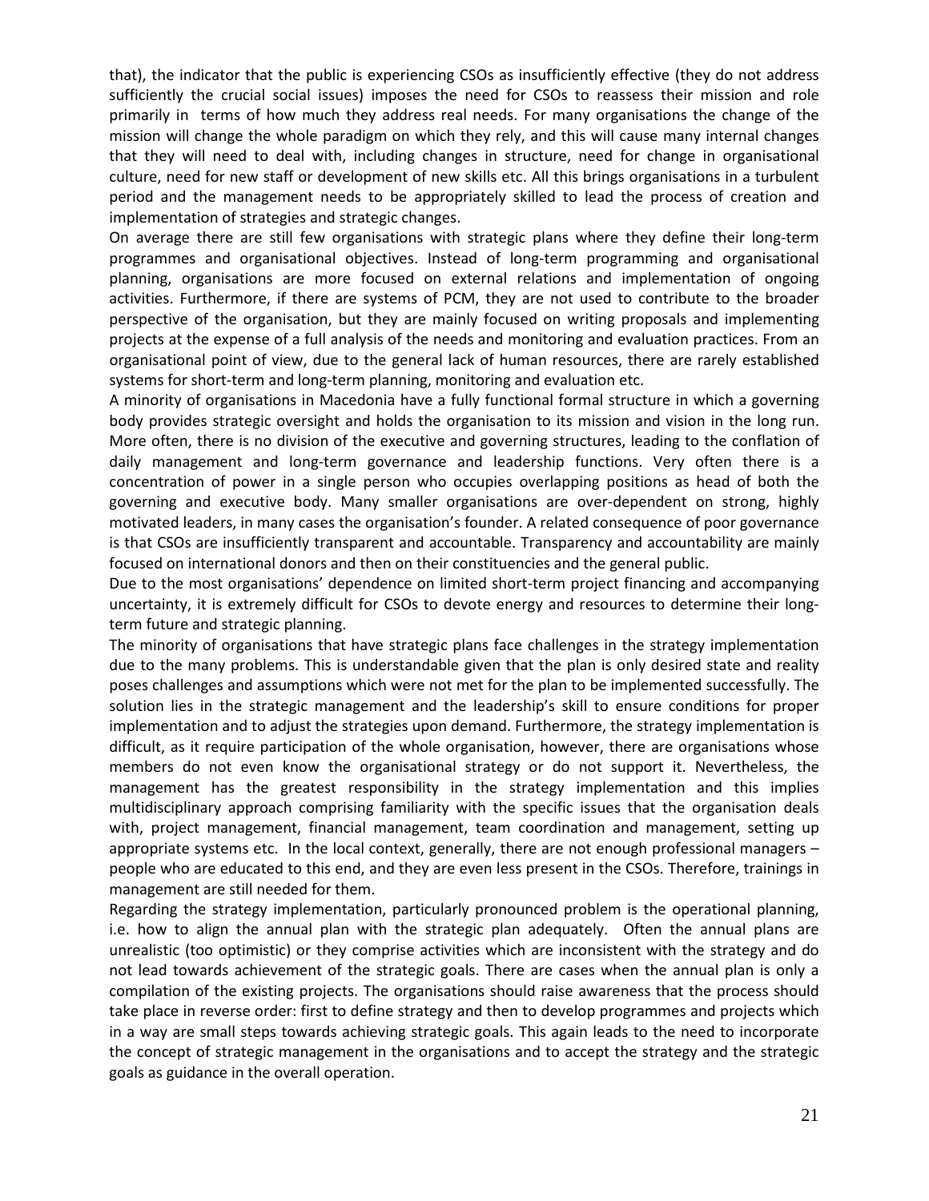that), the indicator that the public is experiencing CSOs as insufficiently effective (they do not address sufficiently the crucial social issues) imposes the need for CSOs to reassess their mission and role primarily in terms of how much they address real needs. For many organisations the change of the mission will change the whole paradigm on which they rely, and this will cause many internal changes that they will need to deal with, including changes in structure, need for change in organisational culture, need for new staff or development of new skills etc. All this brings organisations in a turbulent period and the management needs to be appropriately skilled to lead the process of creation and implementation of strategies and strategic changes.

On average there are still few organisations with strategic plans where they define their long-term programmes and organisational objectives. Instead of long-term programming and organisational planning, organisations are more focused on external relations and implementation of ongoing activities. Furthermore, if there are systems of PCM, they are not used to contribute to the broader perspective of the organisation, but they are mainly focused on writing proposals and implementing projects at the expense of a full analysis of the needs and monitoring and evaluation practices. From an organisational point of view, due to the general lack of human resources, there are rarely established systems for short-term and long-term planning, monitoring and evaluation etc.

A minority of organisations in Macedonia have a fully functional formal structure in which a governing body provides strategic oversight and holds the organisation to its mission and vision in the long run. More often, there is no division of the executive and governing structures, leading to the conflation of daily management and long-term governance and leadership functions. Very often there is a concentration of power in a single person who occupies overlapping positions as head of both the governing and executive body. Many smaller organisations are over-dependent on strong, highly motivated leaders, in many cases the organisation's founder. A related consequence of poor governance is that CSOs are insufficiently transparent and accountable. Transparency and accountability are mainly focused on international donors and then on their constituencies and the general public.

Due to the most organisations' dependence on limited short-term project financing and accompanying uncertainty, it is extremely difficult for CSOs to devote energy and resources to determine their long-term future and strategic planning.

The minority of organisations that have strategic plans face challenges in the strategy implementation due to the many problems. This is understandable given that the plan is only desired state and reality poses challenges and assumptions which were not met for the plan to be implemented successfully. The solution lies in the strategic management and the leadership's skill to ensure conditions for proper implementation and to adjust the strategies upon demand. Furthermore, the strategy implementation is difficult, as it require participation of the whole organisation, however, there are organisations whose members do not even know the organisational strategy or do not support it. Nevertheless, the management has the greatest responsibility in the strategy implementation and this implies multidisciplinary approach comprising familiarity with the specific issues that the organisation deals with, project management, financial management, team coordination and management, setting up appropriate systems etc. In the local context, generally, there are not enough professional managers – people who are educated to this end, and they are even less present in the CSOs. Therefore, trainings in management are still needed for them.

Regarding the strategy implementation, particularly pronounced problem is the operational planning, i.e. how to align the annual plan with the strategic plan adequately. Often the annual plans are unrealistic (too optimistic) or they comprise activities which are inconsistent with the strategy and do not lead towards achievement of the strategic goals. There are cases when the annual plan is only a compilation of the existing projects. The organisations should raise awareness that the process should take place in reverse order: first to define strategy and then to develop programmes and projects which in a way are small steps towards achieving strategic goals. This again leads to the need to incorporate the concept of strategic management in the organisations and to accept the strategy and the strategic goals as guidance in the overall operation.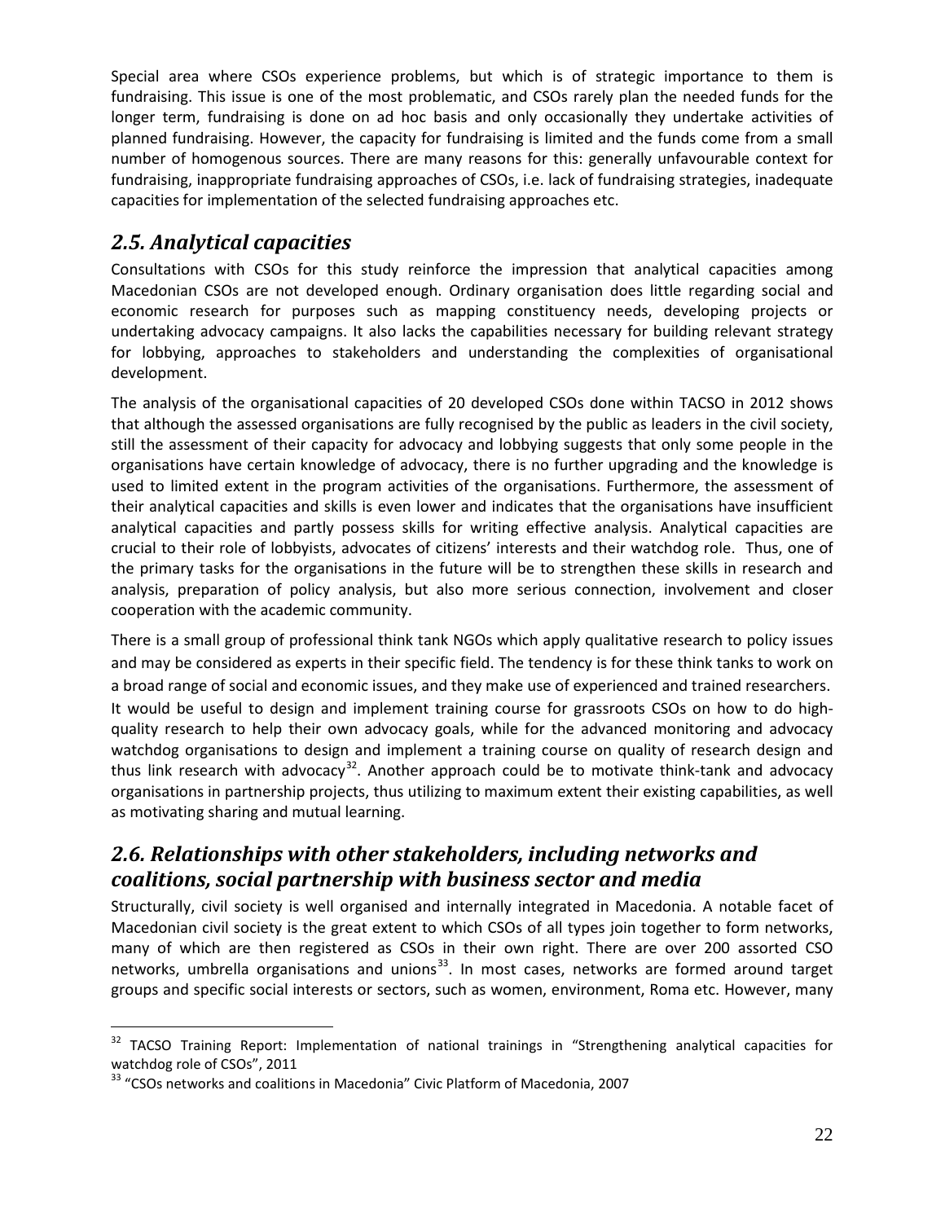Special area where CSOs experience problems, but which is of strategic importance to them is fundraising. This issue is one of the most problematic, and CSOs rarely plan the needed funds for the longer term, fundraising is done on ad hoc basis and only occasionally they undertake activities of planned fundraising. However, the capacity for fundraising is limited and the funds come from a small number of homogenous sources. There are many reasons for this: generally unfavourable context for fundraising, inappropriate fundraising approaches of CSOs, i.e. lack of fundraising strategies, inadequate capacities for implementation of the selected fundraising approaches etc.

## *2.5. Analytical capacities*

Consultations with CSOs for this study reinforce the impression that analytical capacities among Macedonian CSOs are not developed enough. Ordinary organisation does little regarding social and economic research for purposes such as mapping constituency needs, developing projects or undertaking advocacy campaigns. It also lacks the capabilities necessary for building relevant strategy for lobbying, approaches to stakeholders and understanding the complexities of organisational development.

The analysis of the organisational capacities of 20 developed CSOs done within TACSO in 2012 shows that although the assessed organisations are fully recognised by the public as leaders in the civil society, still the assessment of their capacity for advocacy and lobbying suggests that only some people in the organisations have certain knowledge of advocacy, there is no further upgrading and the knowledge is used to limited extent in the program activities of the organisations. Furthermore, the assessment of their analytical capacities and skills is even lower and indicates that the organisations have insufficient analytical capacities and partly possess skills for writing effective analysis. Analytical capacities are crucial to their role of lobbyists, advocates of citizens' interests and their watchdog role. Thus, one of the primary tasks for the organisations in the future will be to strengthen these skills in research and analysis, preparation of policy analysis, but also more serious connection, involvement and closer cooperation with the academic community.

There is a small group of professional think tank NGOs which apply qualitative research to policy issues and may be considered as experts in their specific field. The tendency is for these think tanks to work on a broad range of social and economic issues, and they make use of experienced and trained researchers. It would be useful to design and implement training course for grassroots CSOs on how to do high-quality research to help their own advocacy goals, while for the advanced monitoring and advocacy watchdog organisations to design and implement a training course on quality of research design and thus link research with advocacy[32]. Another approach could be to motivate think-tank and advocacy organisations in partnership projects, thus utilizing to maximum extent their existing capabilities, as well as motivating sharing and mutual learning.

## *2.6. Relationships with other stakeholders, including networks and coalitions, social partnership with business sector and media*

Structurally, civil society is well organised and internally integrated in Macedonia. A notable facet of Macedonian civil society is the great extent to which CSOs of all types join together to form networks, many of which are then registered as CSOs in their own right. There are over 200 assorted CSO networks, umbrella organisations and unions[33]. In most cases, networks are formed around target groups and specific social interests or sectors, such as women, environment, Roma etc. However, many

[32] TACSO Training Report: Implementation of national trainings in "Strengthening analytical capacities for watchdog role of CSOs", 2011

[33] "CSOs networks and coalitions in Macedonia" Civic Platform of Macedonia, 2007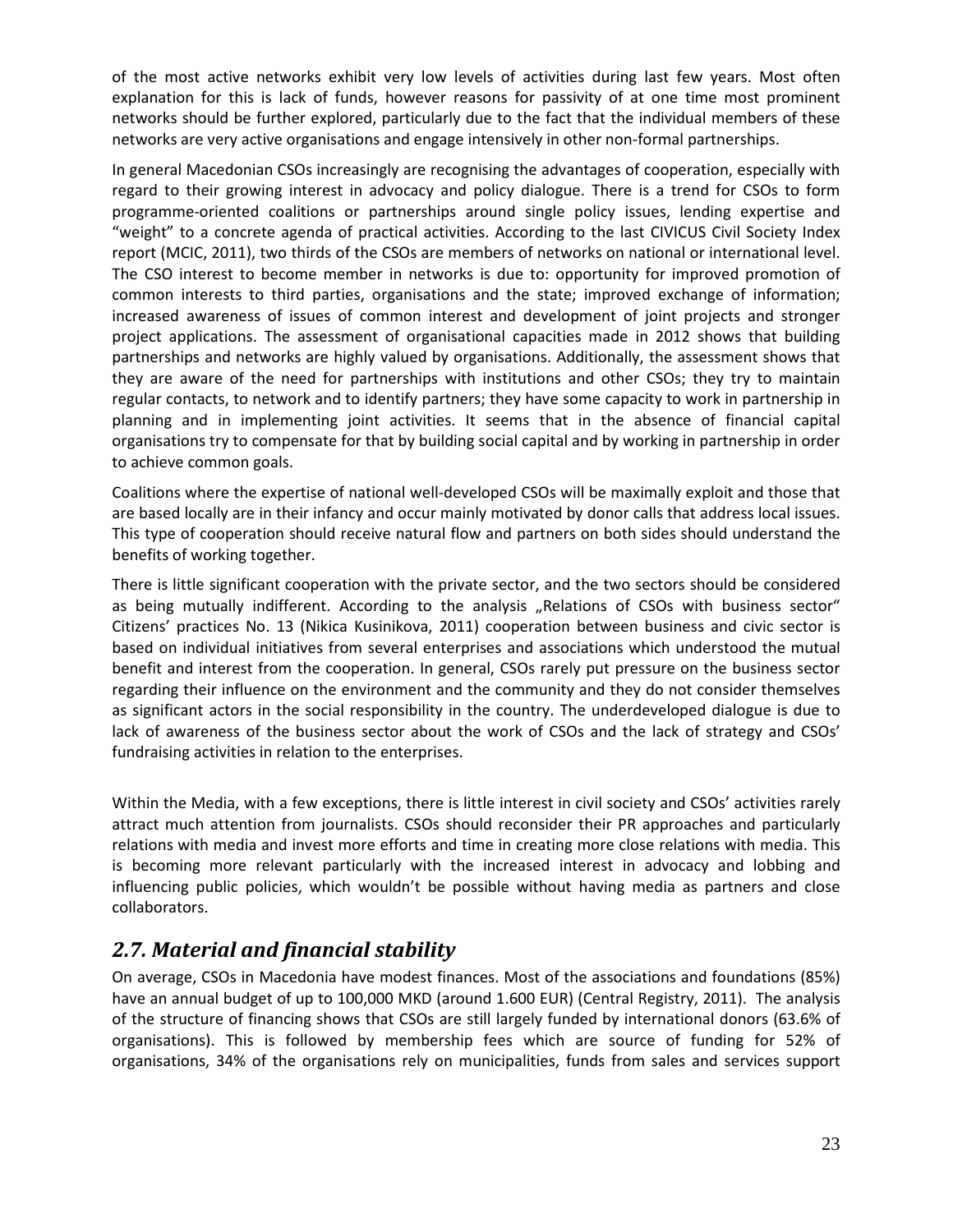of the most active networks exhibit very low levels of activities during last few years. Most often explanation for this is lack of funds, however reasons for passivity of at one time most prominent networks should be further explored, particularly due to the fact that the individual members of these networks are very active organisations and engage intensively in other non-formal partnerships.

In general Macedonian CSOs increasingly are recognising the advantages of cooperation, especially with regard to their growing interest in advocacy and policy dialogue. There is a trend for CSOs to form programme-oriented coalitions or partnerships around single policy issues, lending expertise and "weight" to a concrete agenda of practical activities. According to the last CIVICUS Civil Society Index report (MCIC, 2011), two thirds of the CSOs are members of networks on national or international level. The CSO interest to become member in networks is due to: opportunity for improved promotion of common interests to third parties, organisations and the state; improved exchange of information; increased awareness of issues of common interest and development of joint projects and stronger project applications. The assessment of organisational capacities made in 2012 shows that building partnerships and networks are highly valued by organisations. Additionally, the assessment shows that they are aware of the need for partnerships with institutions and other CSOs; they try to maintain regular contacts, to network and to identify partners; they have some capacity to work in partnership in planning and in implementing joint activities. It seems that in the absence of financial capital organisations try to compensate for that by building social capital and by working in partnership in order to achieve common goals.

Coalitions where the expertise of national well-developed CSOs will be maximally exploit and those that are based locally are in their infancy and occur mainly motivated by donor calls that address local issues. This type of cooperation should receive natural flow and partners on both sides should understand the benefits of working together.

There is little significant cooperation with the private sector, and the two sectors should be considered as being mutually indifferent. According to the analysis „Relations of CSOs with business sector" Citizens' practices No. 13 (Nikica Kusinikova, 2011) cooperation between business and civic sector is based on individual initiatives from several enterprises and associations which understood the mutual benefit and interest from the cooperation. In general, CSOs rarely put pressure on the business sector regarding their influence on the environment and the community and they do not consider themselves as significant actors in the social responsibility in the country. The underdeveloped dialogue is due to lack of awareness of the business sector about the work of CSOs and the lack of strategy and CSOs' fundraising activities in relation to the enterprises.

Within the Media, with a few exceptions, there is little interest in civil society and CSOs' activities rarely attract much attention from journalists. CSOs should reconsider their PR approaches and particularly relations with media and invest more efforts and time in creating more close relations with media. This is becoming more relevant particularly with the increased interest in advocacy and lobbing and influencing public policies, which wouldn't be possible without having media as partners and close collaborators.

## *2.7. Material and financial stability*

On average, CSOs in Macedonia have modest finances. Most of the associations and foundations (85%) have an annual budget of up to 100,000 MKD (around 1.600 EUR) (Central Registry, 2011). The analysis of the structure of financing shows that CSOs are still largely funded by international donors (63.6% of organisations). This is followed by membership fees which are source of funding for 52% of organisations, 34% of the organisations rely on municipalities, funds from sales and services support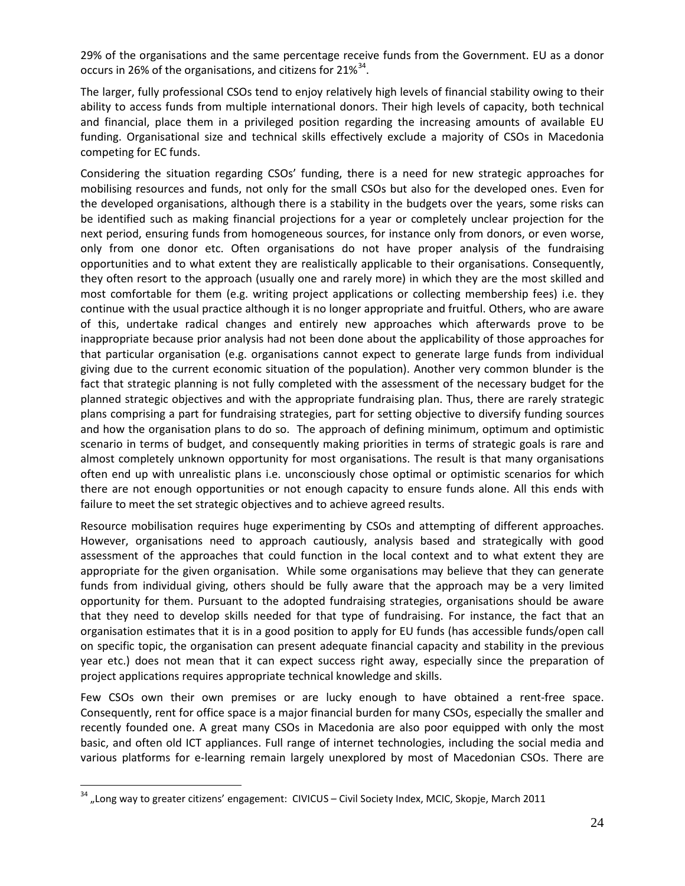29% of the organisations and the same percentage receive funds from the Government. EU as a donor occurs in 26% of the organisations, and citizens for 21%[34].

The larger, fully professional CSOs tend to enjoy relatively high levels of financial stability owing to their ability to access funds from multiple international donors. Their high levels of capacity, both technical and financial, place them in a privileged position regarding the increasing amounts of available EU funding. Organisational size and technical skills effectively exclude a majority of CSOs in Macedonia competing for EC funds.

Considering the situation regarding CSOs' funding, there is a need for new strategic approaches for mobilising resources and funds, not only for the small CSOs but also for the developed ones. Even for the developed organisations, although there is a stability in the budgets over the years, some risks can be identified such as making financial projections for a year or completely unclear projection for the next period, ensuring funds from homogeneous sources, for instance only from donors, or even worse, only from one donor etc. Often organisations do not have proper analysis of the fundraising opportunities and to what extent they are realistically applicable to their organisations. Consequently, they often resort to the approach (usually one and rarely more) in which they are the most skilled and most comfortable for them (e.g. writing project applications or collecting membership fees) i.e. they continue with the usual practice although it is no longer appropriate and fruitful. Others, who are aware of this, undertake radical changes and entirely new approaches which afterwards prove to be inappropriate because prior analysis had not been done about the applicability of those approaches for that particular organisation (e.g. organisations cannot expect to generate large funds from individual giving due to the current economic situation of the population). Another very common blunder is the fact that strategic planning is not fully completed with the assessment of the necessary budget for the planned strategic objectives and with the appropriate fundraising plan. Thus, there are rarely strategic plans comprising a part for fundraising strategies, part for setting objective to diversify funding sources and how the organisation plans to do so. The approach of defining minimum, optimum and optimistic scenario in terms of budget, and consequently making priorities in terms of strategic goals is rare and almost completely unknown opportunity for most organisations. The result is that many organisations often end up with unrealistic plans i.e. unconsciously chose optimal or optimistic scenarios for which there are not enough opportunities or not enough capacity to ensure funds alone. All this ends with failure to meet the set strategic objectives and to achieve agreed results.

Resource mobilisation requires huge experimenting by CSOs and attempting of different approaches. However, organisations need to approach cautiously, analysis based and strategically with good assessment of the approaches that could function in the local context and to what extent they are appropriate for the given organisation. While some organisations may believe that they can generate funds from individual giving, others should be fully aware that the approach may be a very limited opportunity for them. Pursuant to the adopted fundraising strategies, organisations should be aware that they need to develop skills needed for that type of fundraising. For instance, the fact that an organisation estimates that it is in a good position to apply for EU funds (has accessible funds/open call on specific topic, the organisation can present adequate financial capacity and stability in the previous year etc.) does not mean that it can expect success right away, especially since the preparation of project applications requires appropriate technical knowledge and skills.

Few CSOs own their own premises or are lucky enough to have obtained a rent-free space. Consequently, rent for office space is a major financial burden for many CSOs, especially the smaller and recently founded one. A great many CSOs in Macedonia are also poor equipped with only the most basic, and often old ICT appliances. Full range of internet technologies, including the social media and various platforms for e-learning remain largely unexplored by most of Macedonian CSOs. There are

[34] „Long way to greater citizens' engagement: CIVICUS – Civil Society Index, MCIC, Skopje, March 2011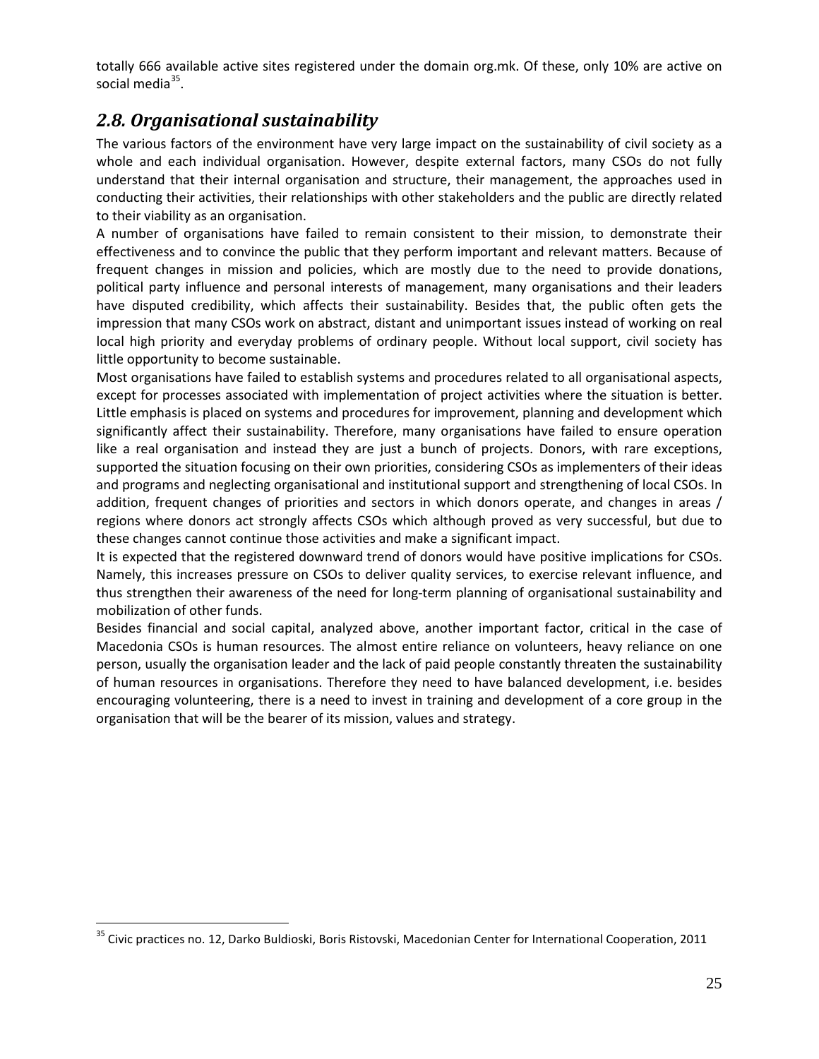totally 666 available active sites registered under the domain org.mk. Of these, only 10% are active on social media[35].

## *2.8. Organisational sustainability*

The various factors of the environment have very large impact on the sustainability of civil society as a whole and each individual organisation. However, despite external factors, many CSOs do not fully understand that their internal organisation and structure, their management, the approaches used in conducting their activities, their relationships with other stakeholders and the public are directly related to their viability as an organisation.

A number of organisations have failed to remain consistent to their mission, to demonstrate their effectiveness and to convince the public that they perform important and relevant matters. Because of frequent changes in mission and policies, which are mostly due to the need to provide donations, political party influence and personal interests of management, many organisations and their leaders have disputed credibility, which affects their sustainability. Besides that, the public often gets the impression that many CSOs work on abstract, distant and unimportant issues instead of working on real local high priority and everyday problems of ordinary people. Without local support, civil society has little opportunity to become sustainable.

Most organisations have failed to establish systems and procedures related to all organisational aspects, except for processes associated with implementation of project activities where the situation is better. Little emphasis is placed on systems and procedures for improvement, planning and development which significantly affect their sustainability. Therefore, many organisations have failed to ensure operation like a real organisation and instead they are just a bunch of projects. Donors, with rare exceptions, supported the situation focusing on their own priorities, considering CSOs as implementers of their ideas and programs and neglecting organisational and institutional support and strengthening of local CSOs. In addition, frequent changes of priorities and sectors in which donors operate, and changes in areas / regions where donors act strongly affects CSOs which although proved as very successful, but due to these changes cannot continue those activities and make a significant impact.

It is expected that the registered downward trend of donors would have positive implications for CSOs. Namely, this increases pressure on CSOs to deliver quality services, to exercise relevant influence, and thus strengthen their awareness of the need for long-term planning of organisational sustainability and mobilization of other funds.

Besides financial and social capital, analyzed above, another important factor, critical in the case of Macedonia CSOs is human resources. The almost entire reliance on volunteers, heavy reliance on one person, usually the organisation leader and the lack of paid people constantly threaten the sustainability of human resources in organisations. Therefore they need to have balanced development, i.e. besides encouraging volunteering, there is a need to invest in training and development of a core group in the organisation that will be the bearer of its mission, values and strategy.

[35] Civic practices no. 12, Darko Buldioski, Boris Ristovski, Macedonian Center for International Cooperation, 2011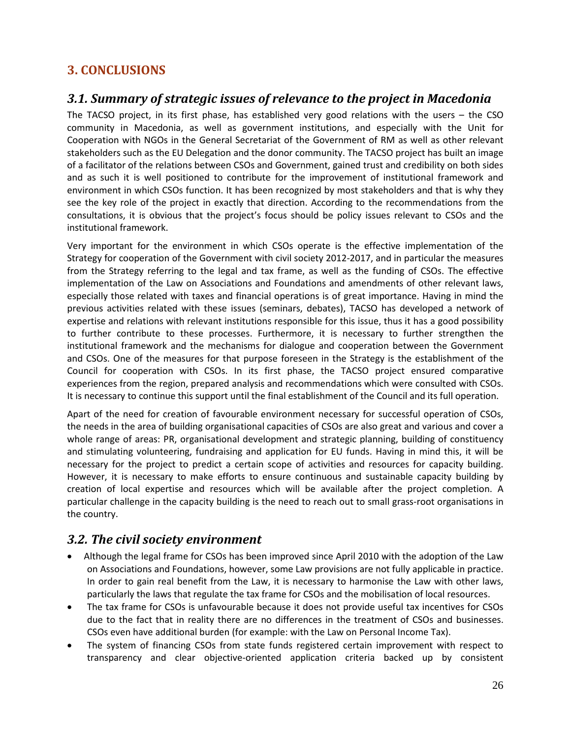## 3. CONCLUSIONS

### *3.1. Summary of strategic issues of relevance to the project in Macedonia*

The TACSO project, in its first phase, has established very good relations with the users – the CSO community in Macedonia, as well as government institutions, and especially with the Unit for Cooperation with NGOs in the General Secretariat of the Government of RM as well as other relevant stakeholders such as the EU Delegation and the donor community. The TACSO project has built an image of a facilitator of the relations between CSOs and Government, gained trust and credibility on both sides and as such it is well positioned to contribute for the improvement of institutional framework and environment in which CSOs function. It has been recognized by most stakeholders and that is why they see the key role of the project in exactly that direction. According to the recommendations from the consultations, it is obvious that the project's focus should be policy issues relevant to CSOs and the institutional framework.

Very important for the environment in which CSOs operate is the effective implementation of the Strategy for cooperation of the Government with civil society 2012-2017, and in particular the measures from the Strategy referring to the legal and tax frame, as well as the funding of CSOs. The effective implementation of the Law on Associations and Foundations and amendments of other relevant laws, especially those related with taxes and financial operations is of great importance. Having in mind the previous activities related with these issues (seminars, debates), TACSO has developed a network of expertise and relations with relevant institutions responsible for this issue, thus it has a good possibility to further contribute to these processes. Furthermore, it is necessary to further strengthen the institutional framework and the mechanisms for dialogue and cooperation between the Government and CSOs. One of the measures for that purpose foreseen in the Strategy is the establishment of the Council for cooperation with CSOs. In its first phase, the TACSO project ensured comparative experiences from the region, prepared analysis and recommendations which were consulted with CSOs. It is necessary to continue this support until the final establishment of the Council and its full operation.

Apart of the need for creation of favourable environment necessary for successful operation of CSOs, the needs in the area of building organisational capacities of CSOs are also great and various and cover a whole range of areas: PR, organisational development and strategic planning, building of constituency and stimulating volunteering, fundraising and application for EU funds. Having in mind this, it will be necessary for the project to predict a certain scope of activities and resources for capacity building. However, it is necessary to make efforts to ensure continuous and sustainable capacity building by creation of local expertise and resources which will be available after the project completion. A particular challenge in the capacity building is the need to reach out to small grass-root organisations in the country.

### *3.2. The civil society environment*

- Although the legal frame for CSOs has been improved since April 2010 with the adoption of the Law on Associations and Foundations, however, some Law provisions are not fully applicable in practice. In order to gain real benefit from the Law, it is necessary to harmonise the Law with other laws, particularly the laws that regulate the tax frame for CSOs and the mobilisation of local resources.
- The tax frame for CSOs is unfavourable because it does not provide useful tax incentives for CSOs due to the fact that in reality there are no differences in the treatment of CSOs and businesses. CSOs even have additional burden (for example: with the Law on Personal Income Tax).
- The system of financing CSOs from state funds registered certain improvement with respect to transparency and clear objective-oriented application criteria backed up by consistent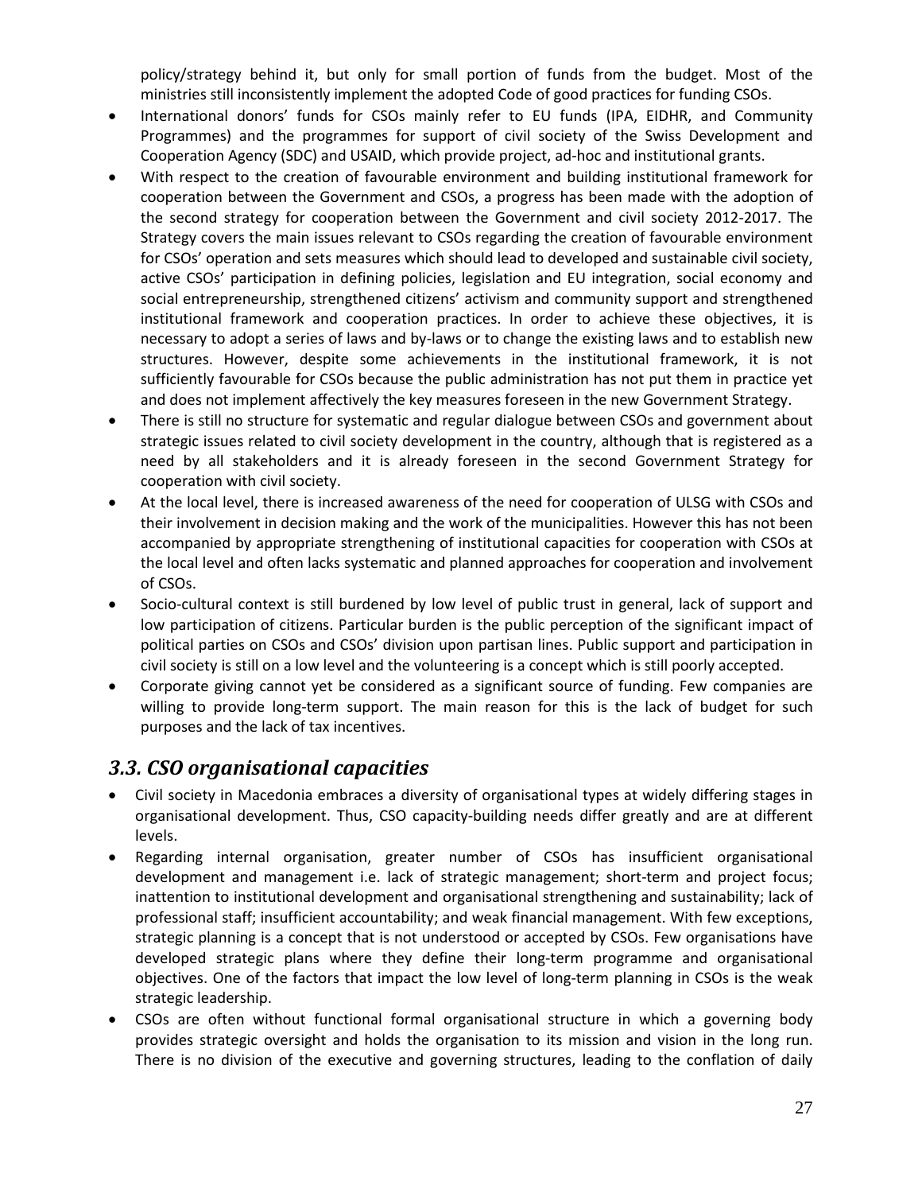policy/strategy behind it, but only for small portion of funds from the budget. Most of the ministries still inconsistently implement the adopted Code of good practices for funding CSOs.

- International donors' funds for CSOs mainly refer to EU funds (IPA, EIDHR, and Community Programmes) and the programmes for support of civil society of the Swiss Development and Cooperation Agency (SDC) and USAID, which provide project, ad-hoc and institutional grants.
- With respect to the creation of favourable environment and building institutional framework for cooperation between the Government and CSOs, a progress has been made with the adoption of the second strategy for cooperation between the Government and civil society 2012-2017. The Strategy covers the main issues relevant to CSOs regarding the creation of favourable environment for CSOs' operation and sets measures which should lead to developed and sustainable civil society, active CSOs' participation in defining policies, legislation and EU integration, social economy and social entrepreneurship, strengthened citizens' activism and community support and strengthened institutional framework and cooperation practices. In order to achieve these objectives, it is necessary to adopt a series of laws and by-laws or to change the existing laws and to establish new structures. However, despite some achievements in the institutional framework, it is not sufficiently favourable for CSOs because the public administration has not put them in practice yet and does not implement affectively the key measures foreseen in the new Government Strategy.
- There is still no structure for systematic and regular dialogue between CSOs and government about strategic issues related to civil society development in the country, although that is registered as a need by all stakeholders and it is already foreseen in the second Government Strategy for cooperation with civil society.
- At the local level, there is increased awareness of the need for cooperation of ULSG with CSOs and their involvement in decision making and the work of the municipalities. However this has not been accompanied by appropriate strengthening of institutional capacities for cooperation with CSOs at the local level and often lacks systematic and planned approaches for cooperation and involvement of CSOs.
- Socio-cultural context is still burdened by low level of public trust in general, lack of support and low participation of citizens. Particular burden is the public perception of the significant impact of political parties on CSOs and CSOs' division upon partisan lines. Public support and participation in civil society is still on a low level and the volunteering is a concept which is still poorly accepted.
- Corporate giving cannot yet be considered as a significant source of funding. Few companies are willing to provide long-term support. The main reason for this is the lack of budget for such purposes and the lack of tax incentives.

## *3.3. CSO organisational capacities*

- Civil society in Macedonia embraces a diversity of organisational types at widely differing stages in organisational development. Thus, CSO capacity-building needs differ greatly and are at different levels.
- Regarding internal organisation, greater number of CSOs has insufficient organisational development and management i.e. lack of strategic management; short-term and project focus; inattention to institutional development and organisational strengthening and sustainability; lack of professional staff; insufficient accountability; and weak financial management. With few exceptions, strategic planning is a concept that is not understood or accepted by CSOs. Few organisations have developed strategic plans where they define their long-term programme and organisational objectives. One of the factors that impact the low level of long-term planning in CSOs is the weak strategic leadership.
- CSOs are often without functional formal organisational structure in which a governing body provides strategic oversight and holds the organisation to its mission and vision in the long run. There is no division of the executive and governing structures, leading to the conflation of daily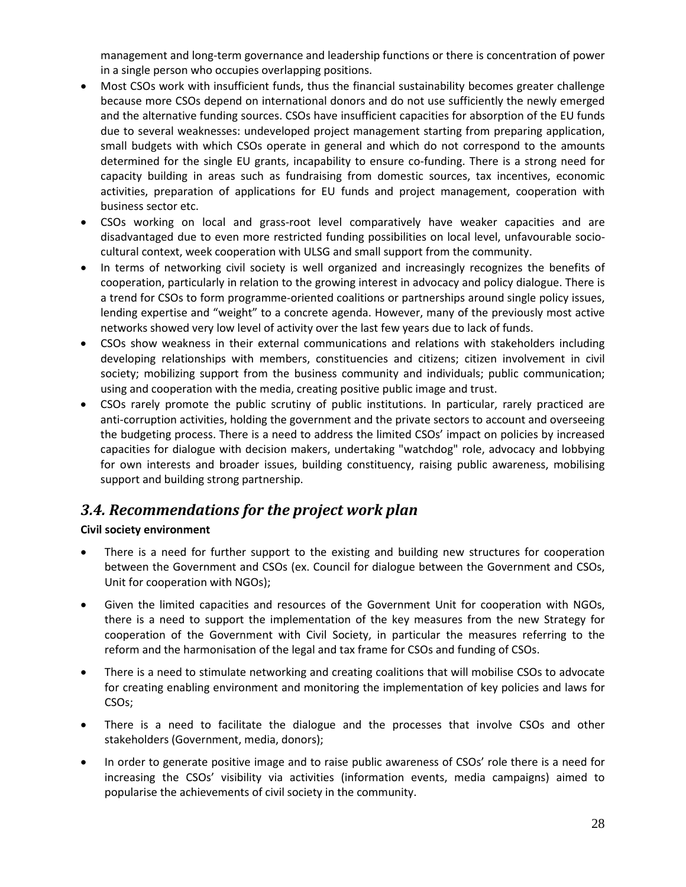management and long-term governance and leadership functions or there is concentration of power in a single person who occupies overlapping positions.

- Most CSOs work with insufficient funds, thus the financial sustainability becomes greater challenge because more CSOs depend on international donors and do not use sufficiently the newly emerged and the alternative funding sources. CSOs have insufficient capacities for absorption of the EU funds due to several weaknesses: undeveloped project management starting from preparing application, small budgets with which CSOs operate in general and which do not correspond to the amounts determined for the single EU grants, incapability to ensure co-funding. There is a strong need for capacity building in areas such as fundraising from domestic sources, tax incentives, economic activities, preparation of applications for EU funds and project management, cooperation with business sector etc.
- CSOs working on local and grass-root level comparatively have weaker capacities and are disadvantaged due to even more restricted funding possibilities on local level, unfavourable socio-cultural context, week cooperation with ULSG and small support from the community.
- In terms of networking civil society is well organized and increasingly recognizes the benefits of cooperation, particularly in relation to the growing interest in advocacy and policy dialogue. There is a trend for CSOs to form programme-oriented coalitions or partnerships around single policy issues, lending expertise and "weight" to a concrete agenda. However, many of the previously most active networks showed very low level of activity over the last few years due to lack of funds.
- CSOs show weakness in their external communications and relations with stakeholders including developing relationships with members, constituencies and citizens; citizen involvement in civil society; mobilizing support from the business community and individuals; public communication; using and cooperation with the media, creating positive public image and trust.
- CSOs rarely promote the public scrutiny of public institutions. In particular, rarely practiced are anti-corruption activities, holding the government and the private sectors to account and overseeing the budgeting process. There is a need to address the limited CSOs' impact on policies by increased capacities for dialogue with decision makers, undertaking "watchdog" role, advocacy and lobbying for own interests and broader issues, building constituency, raising public awareness, mobilising support and building strong partnership.

## *3.4. Recommendations for the project work plan*

**Civil society environment**

- There is a need for further support to the existing and building new structures for cooperation between the Government and CSOs (ex. Council for dialogue between the Government and CSOs, Unit for cooperation with NGOs);
- Given the limited capacities and resources of the Government Unit for cooperation with NGOs, there is a need to support the implementation of the key measures from the new Strategy for cooperation of the Government with Civil Society, in particular the measures referring to the reform and the harmonisation of the legal and tax frame for CSOs and funding of CSOs.
- There is a need to stimulate networking and creating coalitions that will mobilise CSOs to advocate for creating enabling environment and monitoring the implementation of key policies and laws for CSOs;
- There is a need to facilitate the dialogue and the processes that involve CSOs and other stakeholders (Government, media, donors);
- In order to generate positive image and to raise public awareness of CSOs' role there is a need for increasing the CSOs' visibility via activities (information events, media campaigns) aimed to popularise the achievements of civil society in the community.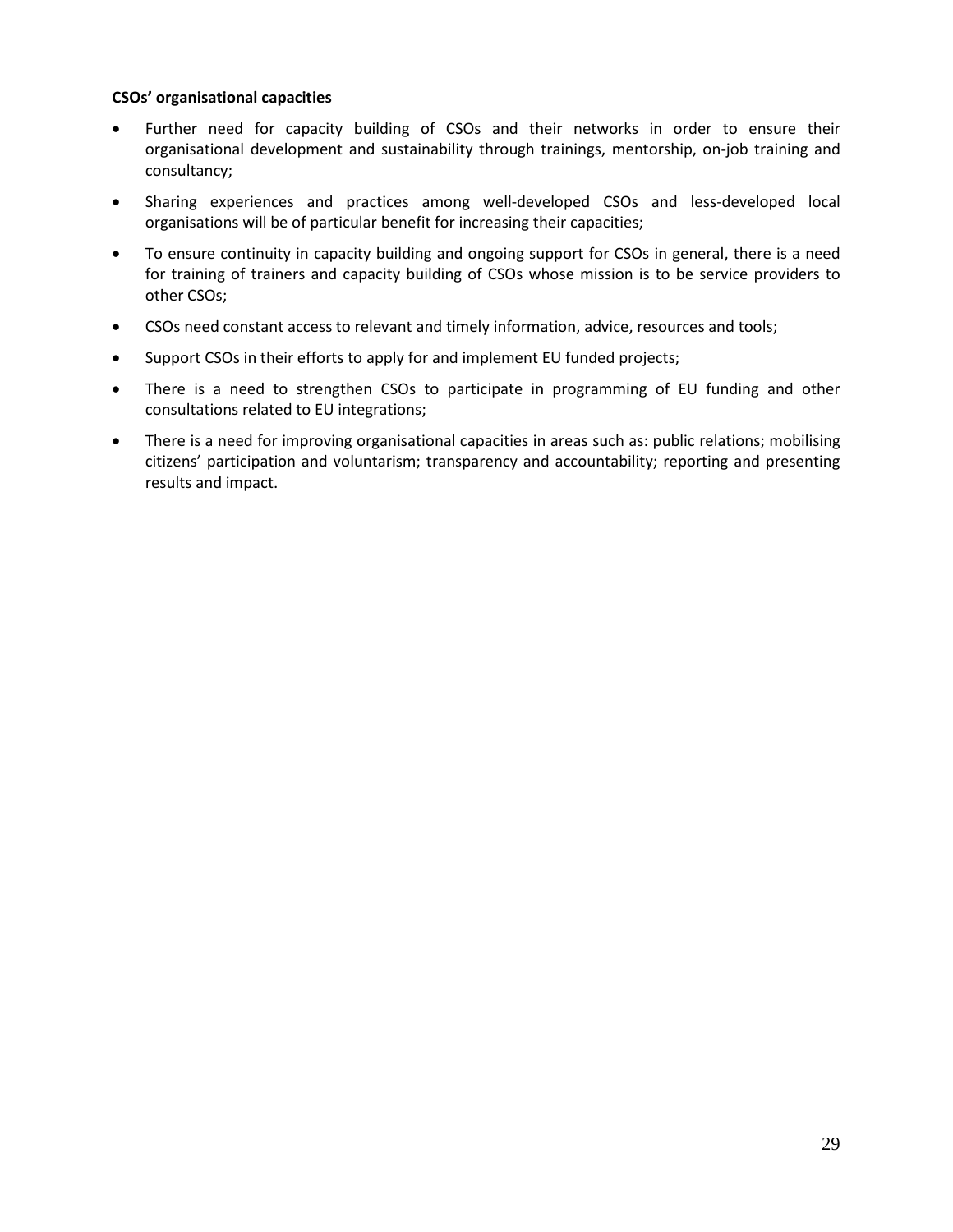**CSOs' organisational capacities**

- Further need for capacity building of CSOs and their networks in order to ensure their organisational development and sustainability through trainings, mentorship, on-job training and consultancy;
- Sharing experiences and practices among well-developed CSOs and less-developed local organisations will be of particular benefit for increasing their capacities;
- To ensure continuity in capacity building and ongoing support for CSOs in general, there is a need for training of trainers and capacity building of CSOs whose mission is to be service providers to other CSOs;
- CSOs need constant access to relevant and timely information, advice, resources and tools;
- Support CSOs in their efforts to apply for and implement EU funded projects;
- There is a need to strengthen CSOs to participate in programming of EU funding and other consultations related to EU integrations;
- There is a need for improving organisational capacities in areas such as: public relations; mobilising citizens' participation and voluntarism; transparency and accountability; reporting and presenting results and impact.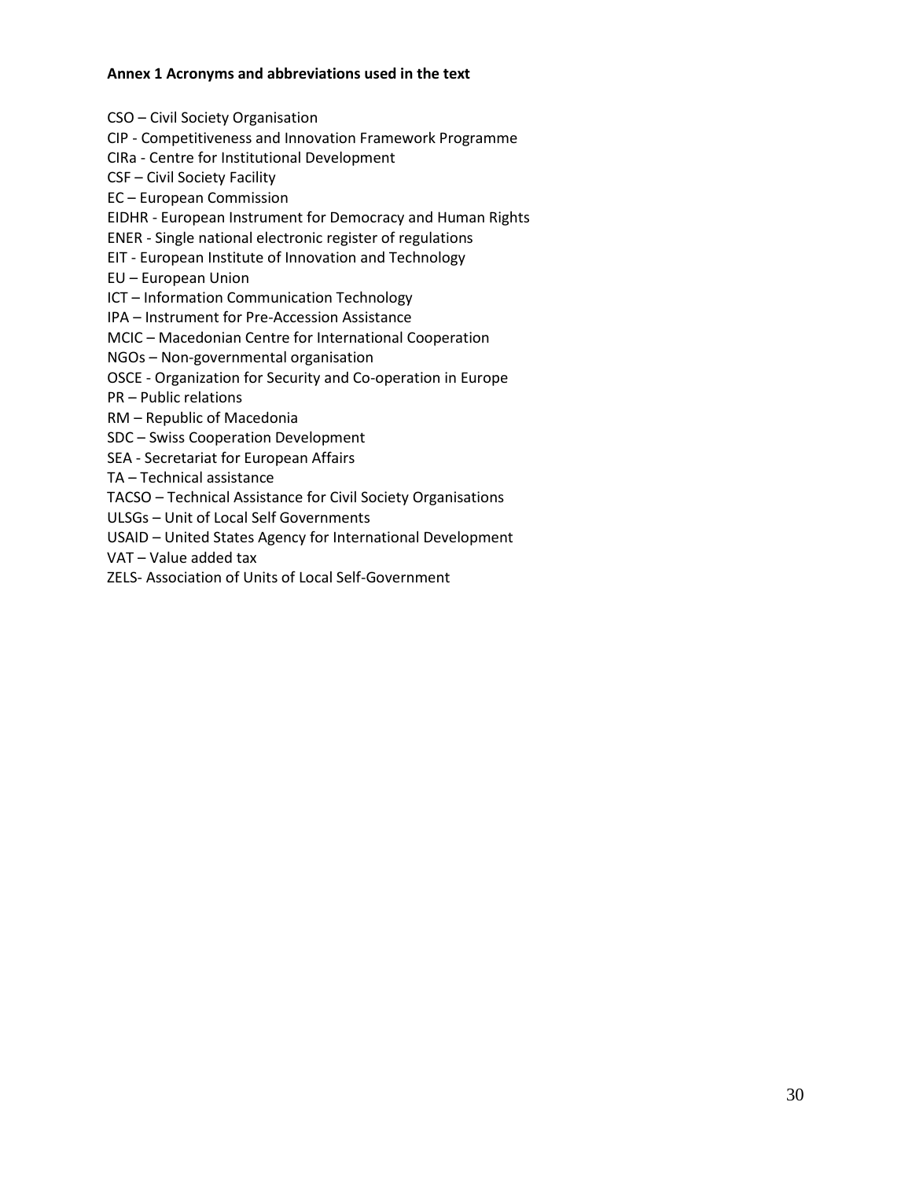**Annex 1 Acronyms and abbreviations used in the text**

CSO – Civil Society Organisation
CIP - Competitiveness and Innovation Framework Programme
CIRa - Centre for Institutional Development
CSF – Civil Society Facility
EC – European Commission
EIDHR - European Instrument for Democracy and Human Rights
ENER - Single national electronic register of regulations
EIT - European Institute of Innovation and Technology
EU – European Union
ICT – Information Communication Technology
IPA – Instrument for Pre-Accession Assistance
MCIC – Macedonian Centre for International Cooperation
NGOs – Non-governmental organisation
OSCE - Organization for Security and Co-operation in Europe
PR – Public relations
RM – Republic of Macedonia
SDC – Swiss Cooperation Development
SEA - Secretariat for European Affairs
TA – Technical assistance
TACSO – Technical Assistance for Civil Society Organisations
ULSGs – Unit of Local Self Governments
USAID – United States Agency for International Development
VAT – Value added tax
ZELS- Association of Units of Local Self-Government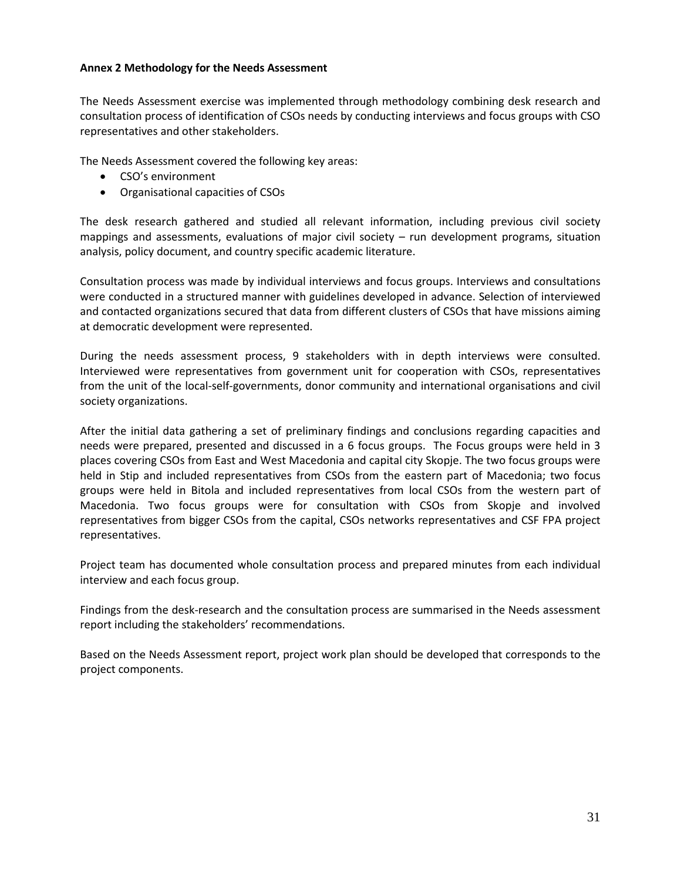**Annex 2 Methodology for the Needs Assessment**

The Needs Assessment exercise was implemented through methodology combining desk research and consultation process of identification of CSOs needs by conducting interviews and focus groups with CSO representatives and other stakeholders.

The Needs Assessment covered the following key areas:

- CSO's environment
- Organisational capacities of CSOs

The desk research gathered and studied all relevant information, including previous civil society mappings and assessments, evaluations of major civil society – run development programs, situation analysis, policy document, and country specific academic literature.

Consultation process was made by individual interviews and focus groups. Interviews and consultations were conducted in a structured manner with guidelines developed in advance. Selection of interviewed and contacted organizations secured that data from different clusters of CSOs that have missions aiming at democratic development were represented.

During the needs assessment process, 9 stakeholders with in depth interviews were consulted. Interviewed were representatives from government unit for cooperation with CSOs, representatives from the unit of the local-self-governments, donor community and international organisations and civil society organizations.

After the initial data gathering a set of preliminary findings and conclusions regarding capacities and needs were prepared, presented and discussed in a 6 focus groups. The Focus groups were held in 3 places covering CSOs from East and West Macedonia and capital city Skopje. The two focus groups were held in Stip and included representatives from CSOs from the eastern part of Macedonia; two focus groups were held in Bitola and included representatives from local CSOs from the western part of Macedonia. Two focus groups were for consultation with CSOs from Skopje and involved representatives from bigger CSOs from the capital, CSOs networks representatives and CSF FPA project representatives.

Project team has documented whole consultation process and prepared minutes from each individual interview and each focus group.

Findings from the desk-research and the consultation process are summarised in the Needs assessment report including the stakeholders' recommendations.

Based on the Needs Assessment report, project work plan should be developed that corresponds to the project components.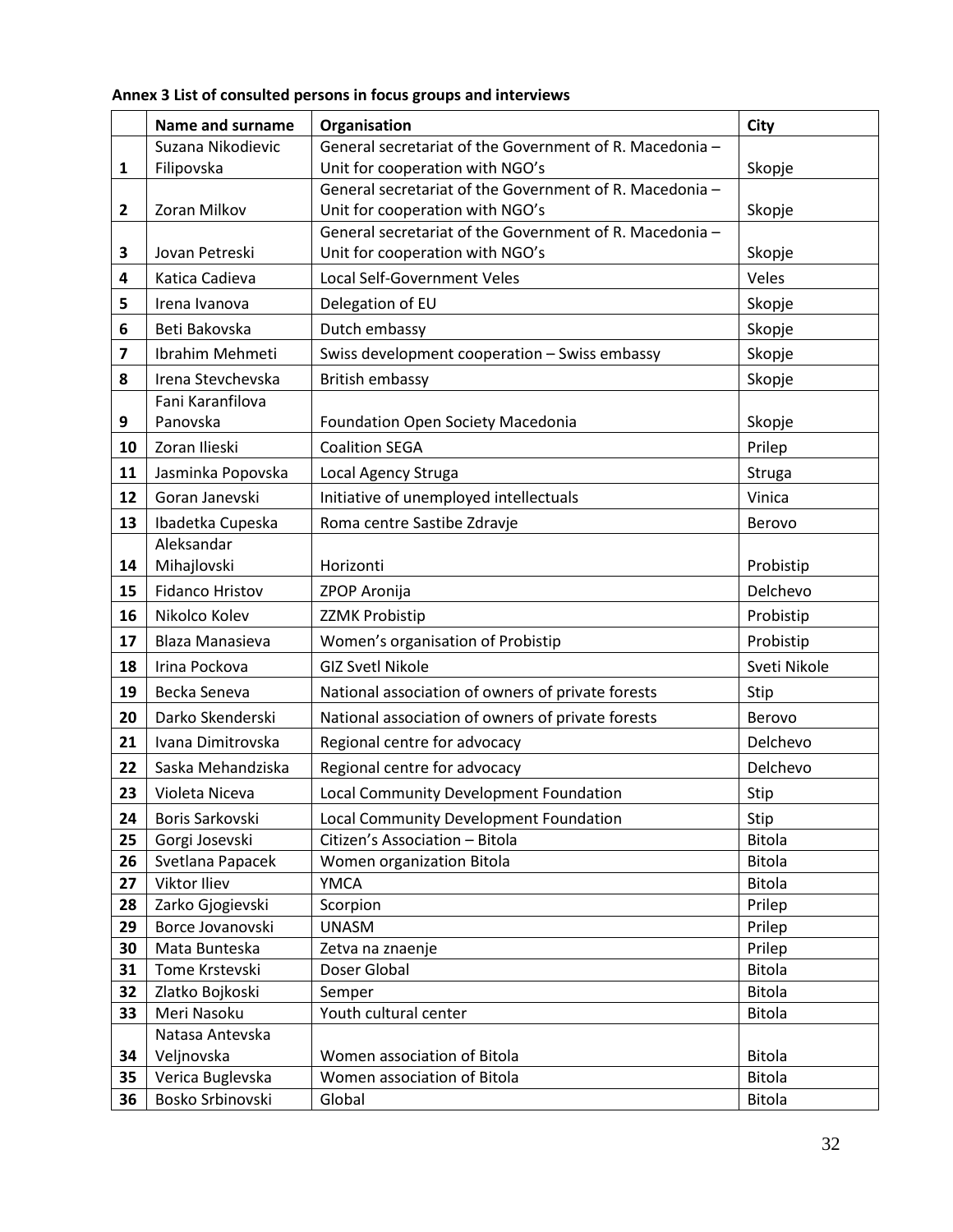**Annex 3 List of consulted persons in focus groups and interviews**

| | Name and surname | Organisation | City |
|---|---|---|---|
| 1 | Suzana Nikodievic Filipovska | General secretariat of the Government of R. Macedonia – Unit for cooperation with NGO's | Skopje |
| 2 | Zoran Milkov | General secretariat of the Government of R. Macedonia – Unit for cooperation with NGO's | Skopje |
| 3 | Jovan Petreski | General secretariat of the Government of R. Macedonia – Unit for cooperation with NGO's | Skopje |
| 4 | Katica Cadieva | Local Self-Government Veles | Veles |
| 5 | Irena Ivanova | Delegation of EU | Skopje |
| 6 | Beti Bakovska | Dutch embassy | Skopje |
| 7 | Ibrahim Mehmeti | Swiss development cooperation – Swiss embassy | Skopje |
| 8 | Irena Stevchevska | British embassy | Skopje |
| 9 | Fani Karanfilova Panovska | Foundation Open Society Macedonia | Skopje |
| 10 | Zoran Ilieski | Coalition SEGA | Prilep |
| 11 | Jasminka Popovska | Local Agency Struga | Struga |
| 12 | Goran Janevski | Initiative of unemployed intellectuals | Vinica |
| 13 | Ibadetka Cupeska | Roma centre Sastibe Zdravje | Berovo |
| 14 | Aleksandar Mihajlovski | Horizonti | Probistip |
| 15 | Fidanco Hristov | ZPOP Aronija | Delchevo |
| 16 | Nikolco Kolev | ZZMK Probistip | Probistip |
| 17 | Blaza Manasieva | Women's organisation of Probistip | Probistip |
| 18 | Irina Pockova | GIZ Svetl Nikole | Sveti Nikole |
| 19 | Becka Seneva | National association of owners of private forests | Stip |
| 20 | Darko Skenderski | National association of owners of private forests | Berovo |
| 21 | Ivana Dimitrovska | Regional centre for advocacy | Delchevo |
| 22 | Saska Mehandziska | Regional centre for advocacy | Delchevo |
| 23 | Violeta Niceva | Local Community Development Foundation | Stip |
| 24 | Boris Sarkovski | Local Community Development Foundation | Stip |
| 25 | Gorgi Josevski | Citizen's Association – Bitola | Bitola |
| 26 | Svetlana Papacek | Women organization Bitola | Bitola |
| 27 | Viktor Iliev | YMCA | Bitola |
| 28 | Zarko Gjogievski | Scorpion | Prilep |
| 29 | Borce Jovanovski | UNASM | Prilep |
| 30 | Mata Bunteska | Zetva na znaenje | Prilep |
| 31 | Tome Krstevski | Doser Global | Bitola |
| 32 | Zlatko Bojkoski | Semper | Bitola |
| 33 | Meri Nasoku | Youth cultural center | Bitola |
| 34 | Natasa Antevska Veljnovska | Women association of Bitola | Bitola |
| 35 | Verica Buglevska | Women association of Bitola | Bitola |
| 36 | Bosko Srbinovski | Global | Bitola |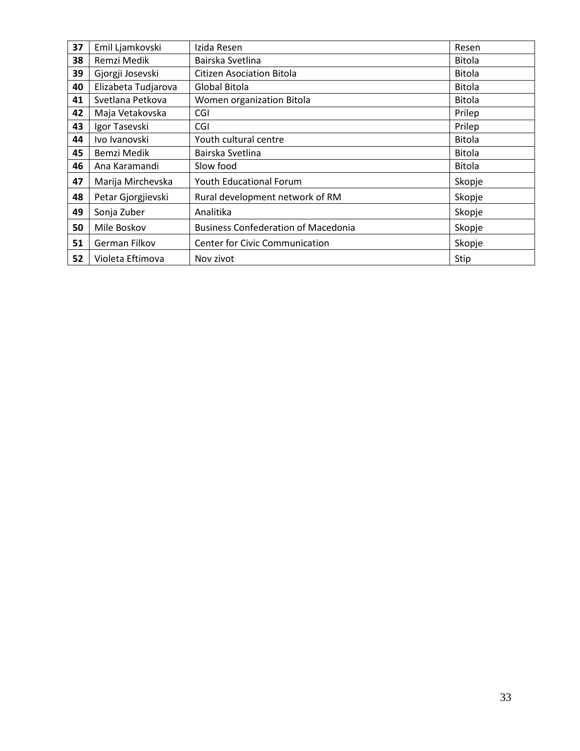| | | | |
|---|---|---|---|
| **37** | Emil Ljamkovski | Izida Resen | Resen |
| **38** | Remzi Medik | Bairska Svetlina | Bitola |
| **39** | Gjorgji Josevski | Citizen Asociation Bitola | Bitola |
| **40** | Elizabeta Tudjarova | Global Bitola | Bitola |
| **41** | Svetlana Petkova | Women organization Bitola | Bitola |
| **42** | Maja Vetakovska | CGI | Prilep |
| **43** | Igor Tasevski | CGI | Prilep |
| **44** | Ivo Ivanovski | Youth cultural centre | Bitola |
| **45** | Bemzi Medik | Bairska Svetlina | Bitola |
| **46** | Ana Karamandi | Slow food | Bitola |
| **47** | Marija Mirchevska | Youth Educational Forum | Skopje |
| **48** | Petar Gjorgjievski | Rural development network of RM | Skopje |
| **49** | Sonja Zuber | Analitika | Skopje |
| **50** | Mile Boskov | Business Confederation of Macedonia | Skopje |
| **51** | German Filkov | Center for Civic Communication | Skopje |
| **52** | Violeta Eftimova | Nov zivot | Stip |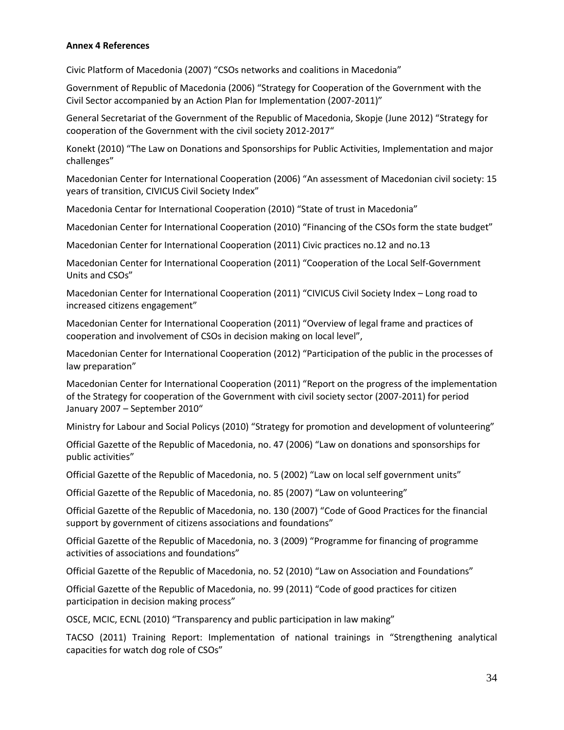**Annex 4 References**

Civic Platform of Macedonia (2007) "CSOs networks and coalitions in Macedonia"

Government of Republic of Macedonia (2006) "Strategy for Cooperation of the Government with the Civil Sector accompanied by an Action Plan for Implementation (2007-2011)"

General Secretariat of the Government of the Republic of Macedonia, Skopje (June 2012) "Strategy for cooperation of the Government with the civil society 2012-2017"

Konekt (2010) "The Law on Donations and Sponsorships for Public Activities, Implementation and major challenges"

Macedonian Center for International Cooperation (2006) "An assessment of Macedonian civil society: 15 years of transition, CIVICUS Civil Society Index"

Macedonia Centar for International Cooperation (2010) "State of trust in Macedonia"

Macedonian Center for International Cooperation (2010) "Financing of the CSOs form the state budget"

Macedonian Center for International Cooperation (2011) Civic practices no.12 and no.13

Macedonian Center for International Cooperation (2011) "Cooperation of the Local Self-Government Units and CSOs"

Macedonian Center for International Cooperation (2011) "CIVICUS Civil Society Index – Long road to increased citizens engagement"

Macedonian Center for International Cooperation (2011) "Overview of legal frame and practices of cooperation and involvement of CSOs in decision making on local level",

Macedonian Center for International Cooperation (2012) "Participation of the public in the processes of law preparation"

Macedonian Center for International Cooperation (2011) "Report on the progress of the implementation of the Strategy for cooperation of the Government with civil society sector (2007-2011) for period January 2007 – September 2010"

Ministry for Labour and Social Policys (2010) "Strategy for promotion and development of volunteering"

Official Gazette of the Republic of Macedonia, no. 47 (2006) "Law on donations and sponsorships for public activities"

Official Gazette of the Republic of Macedonia, no. 5 (2002) "Law on local self government units"

Official Gazette of the Republic of Macedonia, no. 85 (2007) "Law on volunteering"

Official Gazette of the Republic of Macedonia, no. 130 (2007) "Code of Good Practices for the financial support by government of citizens associations and foundations"

Official Gazette of the Republic of Macedonia, no. 3 (2009) "Programme for financing of programme activities of associations and foundations"

Official Gazette of the Republic of Macedonia, no. 52 (2010) "Law on Association and Foundations"

Official Gazette of the Republic of Macedonia, no. 99 (2011) "Code of good practices for citizen participation in decision making process"

OSCE, MCIC, ECNL (2010) "Transparency and public participation in law making"

TACSO (2011) Training Report: Implementation of national trainings in "Strengthening analytical capacities for watch dog role of CSOs"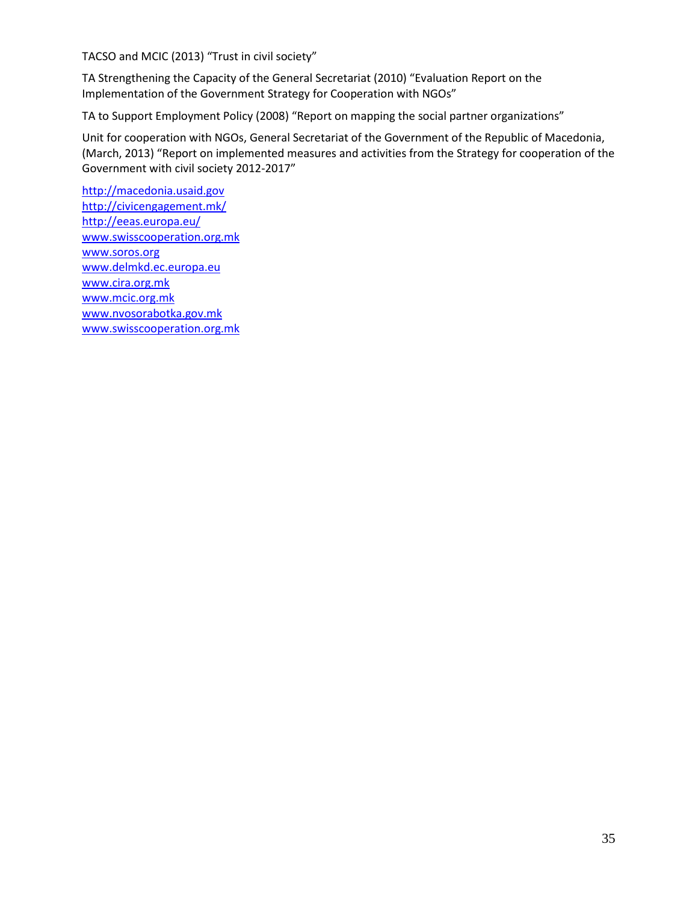TACSO and MCIC (2013) "Trust in civil society"

TA Strengthening the Capacity of the General Secretariat (2010) "Evaluation Report on the Implementation of the Government Strategy for Cooperation with NGOs"

TA to Support Employment Policy (2008) "Report on mapping the social partner organizations"

Unit for cooperation with NGOs, General Secretariat of the Government of the Republic of Macedonia, (March, 2013) "Report on implemented measures and activities from the Strategy for cooperation of the Government with civil society 2012-2017"

http://macedonia.usaid.gov  
http://civicengagement.mk/  
http://eeas.europa.eu/  
www.swisscooperation.org.mk  
www.soros.org  
www.delmkd.ec.europa.eu  
www.cira.org.mk  
www.mcic.org.mk  
www.nvosorabotka.gov.mk  
www.swisscooperation.org.mk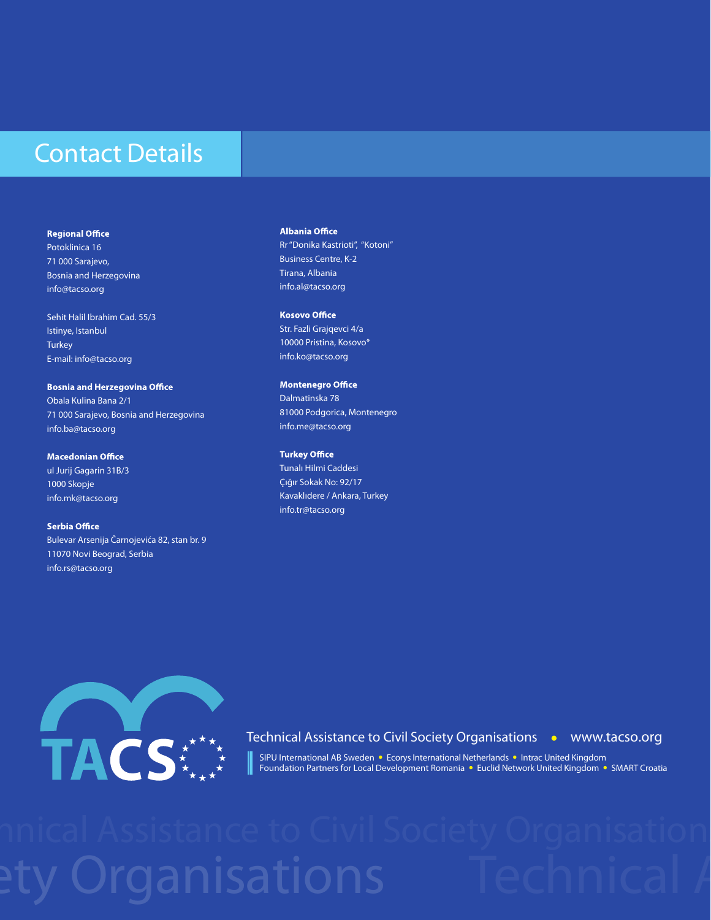# Contact Details

**Regional Office**
Potoklinica 16
71 000 Sarajevo,
Bosnia and Herzegovina
info@tacso.org

Sehit Halil Ibrahim Cad. 55/3
Istinye, Istanbul
Turkey
E-mail: info@tacso.org

**Bosnia and Herzegovina Office**
Obala Kulina Bana 2/1
71 000 Sarajevo, Bosnia and Herzegovina
info.ba@tacso.org

**Macedonian Office**
ul Jurij Gagarin 31B/3
1000 Skopje
info.mk@tacso.org

**Serbia Office**
Bulevar Arsenija Čarnojevića 82, stan br. 9
11070 Novi Beograd, Serbia
info.rs@tacso.org

**Albania Office**
Rr "Donika Kastrioti", "Kotoni"
Business Centre, K-2
Tirana, Albania
info.al@tacso.org

**Kosovo Office**
Str. Fazli Grajqevci 4/a
10000 Pristina, Kosovo*
info.ko@tacso.org

**Montenegro Office**
Dalmatinska 78
81000 Podgorica, Montenegro
info.me@tacso.org

**Turkey Office**
Tunalı Hilmi Caddesi
Çığır Sokak No: 92/17
Kavaklıdere / Ankara, Turkey
info.tr@tacso.org

TACSO

Technical Assistance to Civil Society Organisations • www.tacso.org

SIPU International AB Sweden • Ecorys International Netherlands • Intrac United Kingdom
Foundation Partners for Local Development Romania • Euclid Network United Kingdom • SMART Croatia